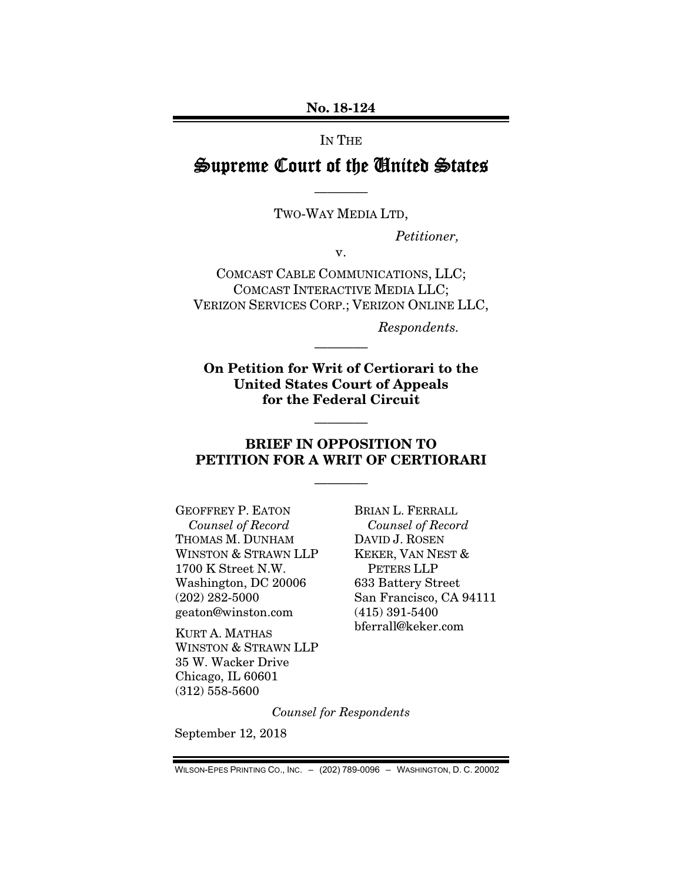**No. 18-124**

IN THE

# Supreme Court of the United States

————

TWO-WAY MEDIA LTD,

*Petitioner,*

v.

COMCAST CABLE COMMUNICATIONS, LLC; COMCAST INTERACTIVE MEDIA LLC; VERIZON SERVICES CORP.; VERIZON ONLINE LLC,

*Respondents.*

————

**On Petition for Writ of Certiorari to the United States Court of Appeals for the Federal Circuit**

————

## BRIEF IN OPPOSITION TO PETITION FOR A WRIT OF CERTIORARI

————

GEOFFREY P. EATON
*Counsel of Record*
THOMAS M. DUNHAM
WINSTON & STRAWN LLP
1700 K Street N.W.
Washington, DC 20006
(202) 282-5000
geaton@winston.com

KURT A. MATHAS
WINSTON & STRAWN LLP
35 W. Wacker Drive
Chicago, IL 60601
(312) 558-5600

BRIAN L. FERRALL
*Counsel of Record*
DAVID J. ROSEN
KEKER, VAN NEST & PETERS LLP
633 Battery Street
San Francisco, CA 94111
(415) 391-5400
bferrall@keker.com

*Counsel for Respondents*

September 12, 2018

WILSON-EPES PRINTING CO., INC. – (202) 789-0096 – WASHINGTON, D. C. 20002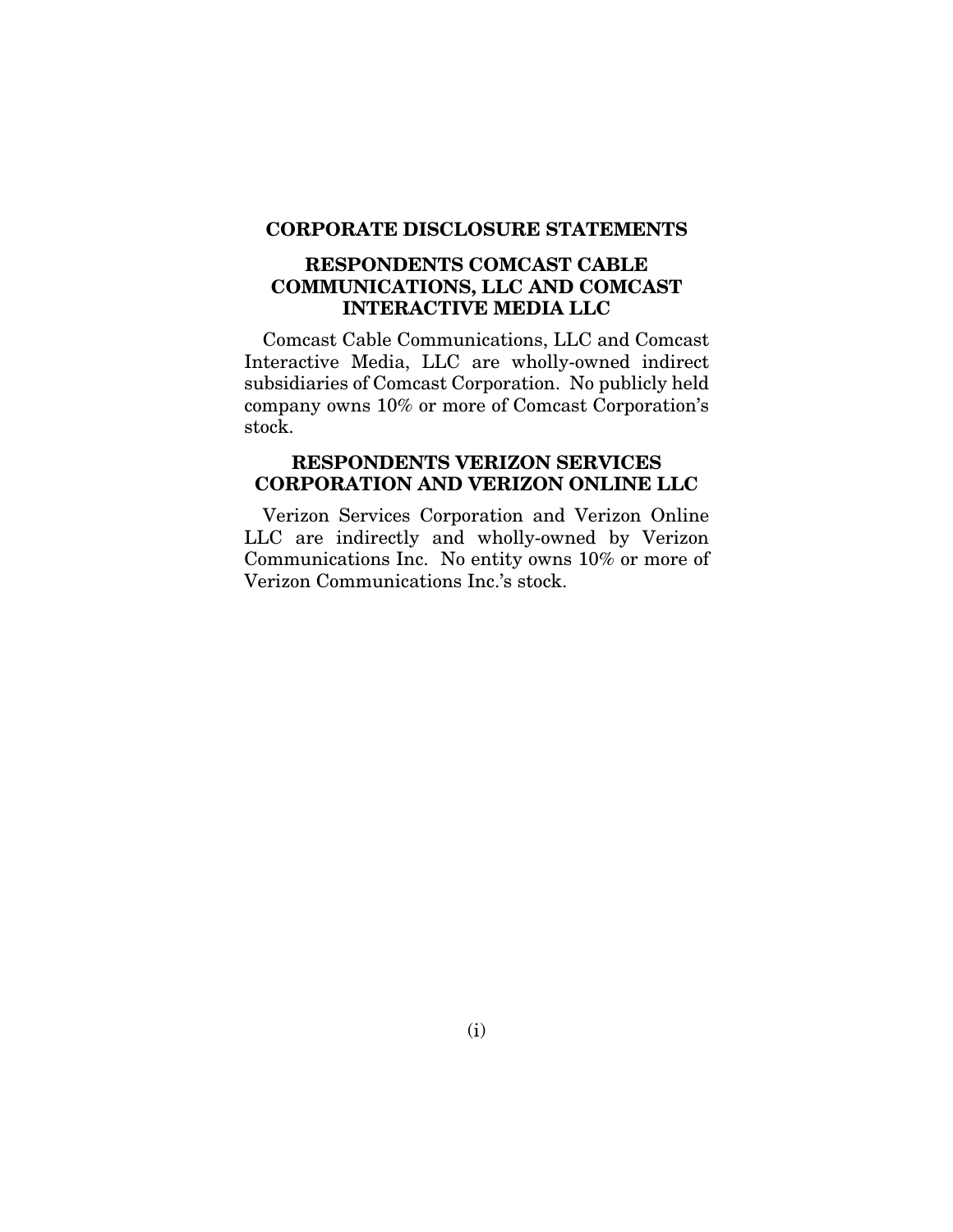# CORPORATE DISCLOSURE STATEMENTS

## RESPONDENTS COMCAST CABLE COMMUNICATIONS, LLC AND COMCAST INTERACTIVE MEDIA LLC

Comcast Cable Communications, LLC and Comcast Interactive Media, LLC are wholly-owned indirect subsidiaries of Comcast Corporation. No publicly held company owns 10% or more of Comcast Corporation's stock.

## RESPONDENTS VERIZON SERVICES CORPORATION AND VERIZON ONLINE LLC

Verizon Services Corporation and Verizon Online LLC are indirectly and wholly-owned by Verizon Communications Inc. No entity owns 10% or more of Verizon Communications Inc.'s stock.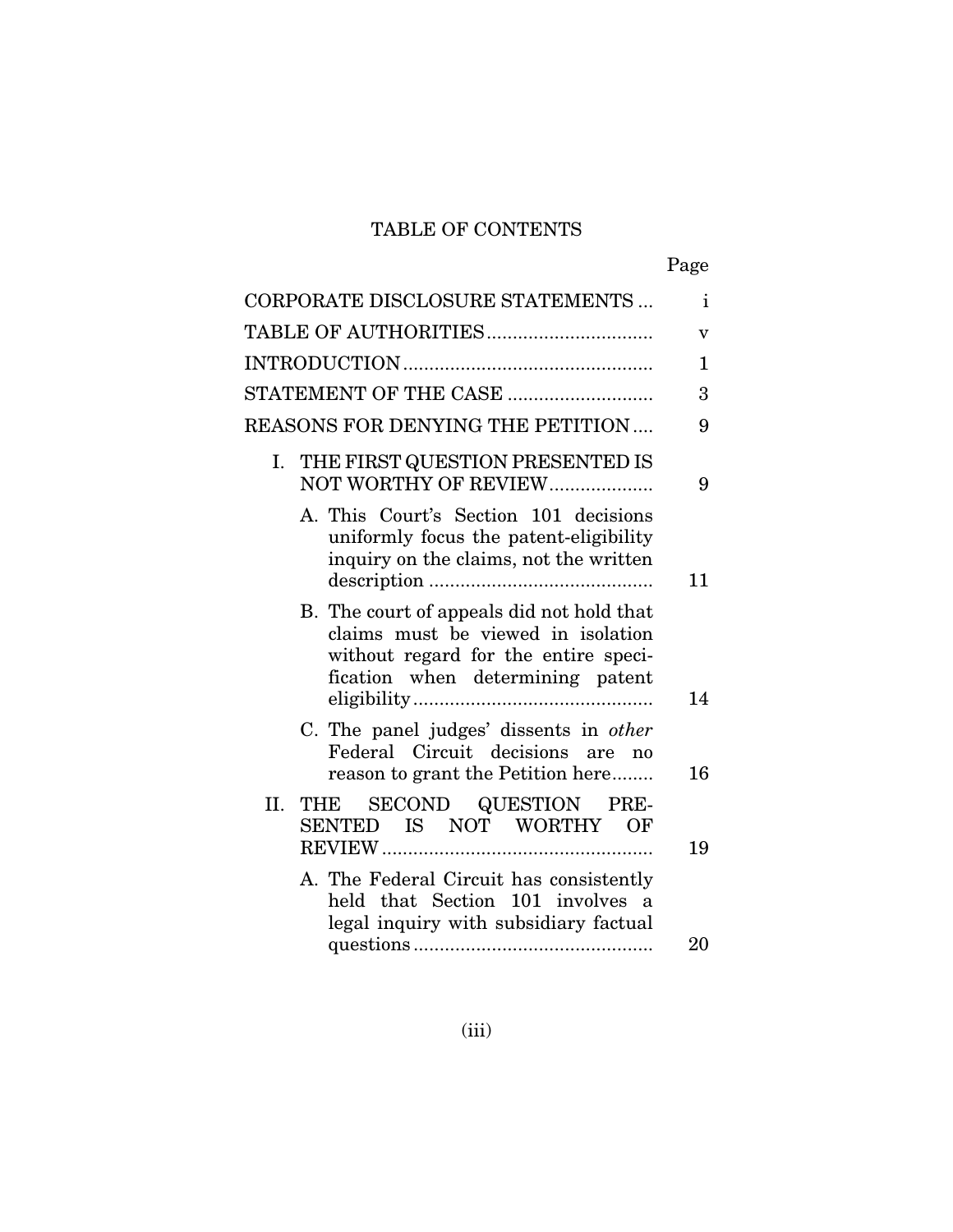# TABLE OF CONTENTS

| | Page |
|---|---|
| CORPORATE DISCLOSURE STATEMENTS | i |
| TABLE OF AUTHORITIES | v |
| INTRODUCTION | 1 |
| STATEMENT OF THE CASE | 3 |
| REASONS FOR DENYING THE PETITION | 9 |
| I. THE FIRST QUESTION PRESENTED IS NOT WORTHY OF REVIEW | 9 |
| A. This Court's Section 101 decisions uniformly focus the patent-eligibility inquiry on the claims, not the written description | 11 |
| B. The court of appeals did not hold that claims must be viewed in isolation without regard for the entire specification when determining patent eligibility | 14 |
| C. The panel judges' dissents in *other* Federal Circuit decisions are no reason to grant the Petition here | 16 |
| II. THE SECOND QUESTION PRESENTED IS NOT WORTHY OF REVIEW | 19 |
| A. The Federal Circuit has consistently held that Section 101 involves a legal inquiry with subsidiary factual questions | 20 |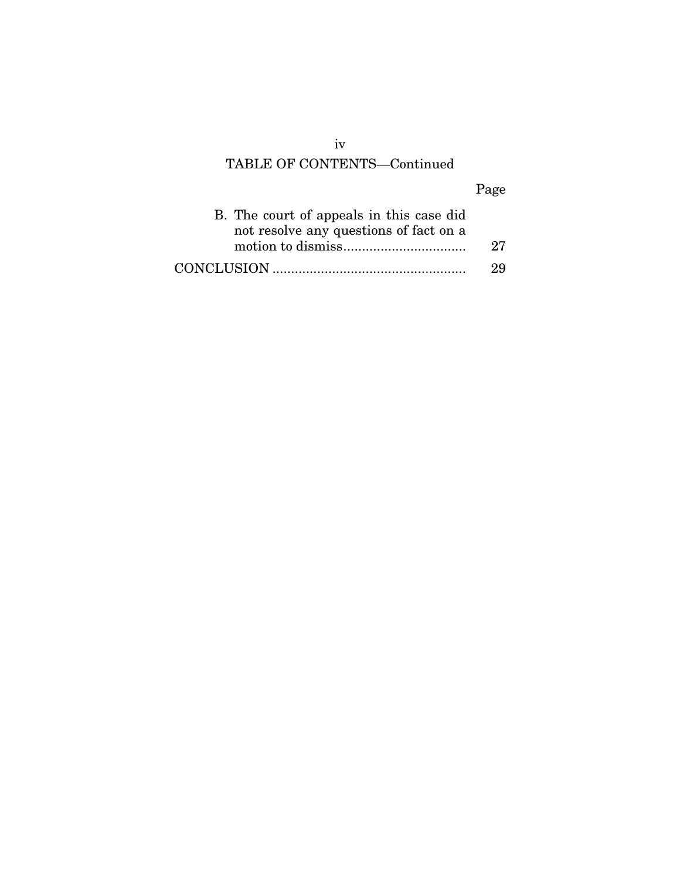TABLE OF CONTENTS—Continued

| | Page |
|---|---|
| B. The court of appeals in this case did not resolve any questions of fact on a motion to dismiss | 27 |
| CONCLUSION | 29 |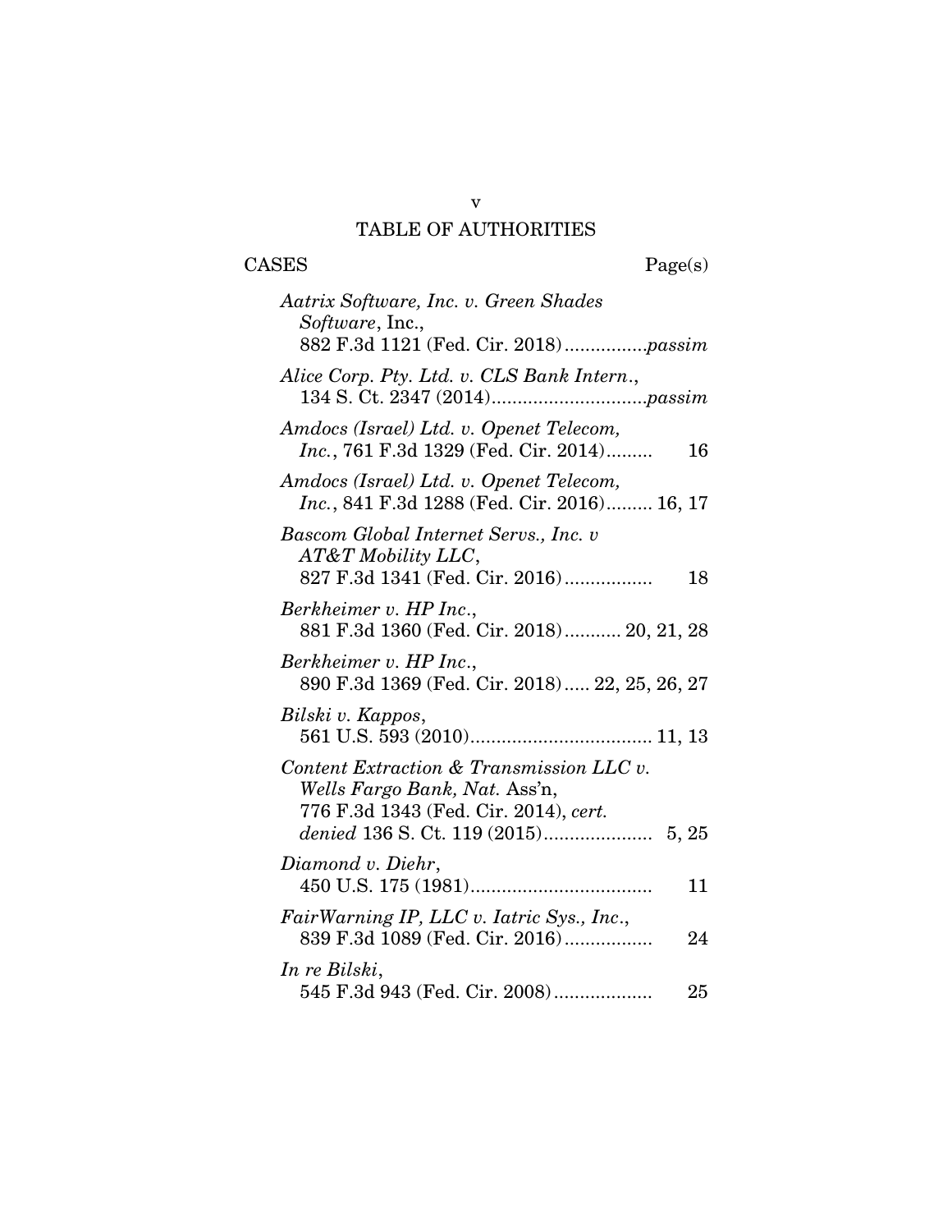# TABLE OF AUTHORITIES

CASES Page(s)

*Aatrix Software, Inc. v. Green Shades Software*, Inc.,
882 F.3d 1121 (Fed. Cir. 2018)................*passim*

*Alice Corp. Pty. Ltd. v. CLS Bank Intern*.,
134 S. Ct. 2347 (2014)..............................*passim*

*Amdocs (Israel) Ltd. v. Openet Telecom, Inc.*, 761 F.3d 1329 (Fed. Cir. 2014)......... 16

*Amdocs (Israel) Ltd. v. Openet Telecom, Inc.*, 841 F.3d 1288 (Fed. Cir. 2016)......... 16, 17

*Bascom Global Internet Servs., Inc. v AT&T Mobility LLC*,
827 F.3d 1341 (Fed. Cir. 2016)................. 18

*Berkheimer v. HP Inc*.,
881 F.3d 1360 (Fed. Cir. 2018)........... 20, 21, 28

*Berkheimer v. HP Inc*.,
890 F.3d 1369 (Fed. Cir. 2018)..... 22, 25, 26, 27

*Bilski v. Kappos*,
561 U.S. 593 (2010)................................... 11, 13

*Content Extraction & Transmission LLC v. Wells Fargo Bank, Nat.* Ass'n,
776 F.3d 1343 (Fed. Cir. 2014), *cert. denied* 136 S. Ct. 119 (2015)..................... 5, 25

*Diamond v. Diehr*,
450 U.S. 175 (1981)................................... 11

*FairWarning IP, LLC v. Iatric Sys., Inc*.,
839 F.3d 1089 (Fed. Cir. 2016)................. 24

*In re Bilski*,
545 F.3d 943 (Fed. Cir. 2008)................... 25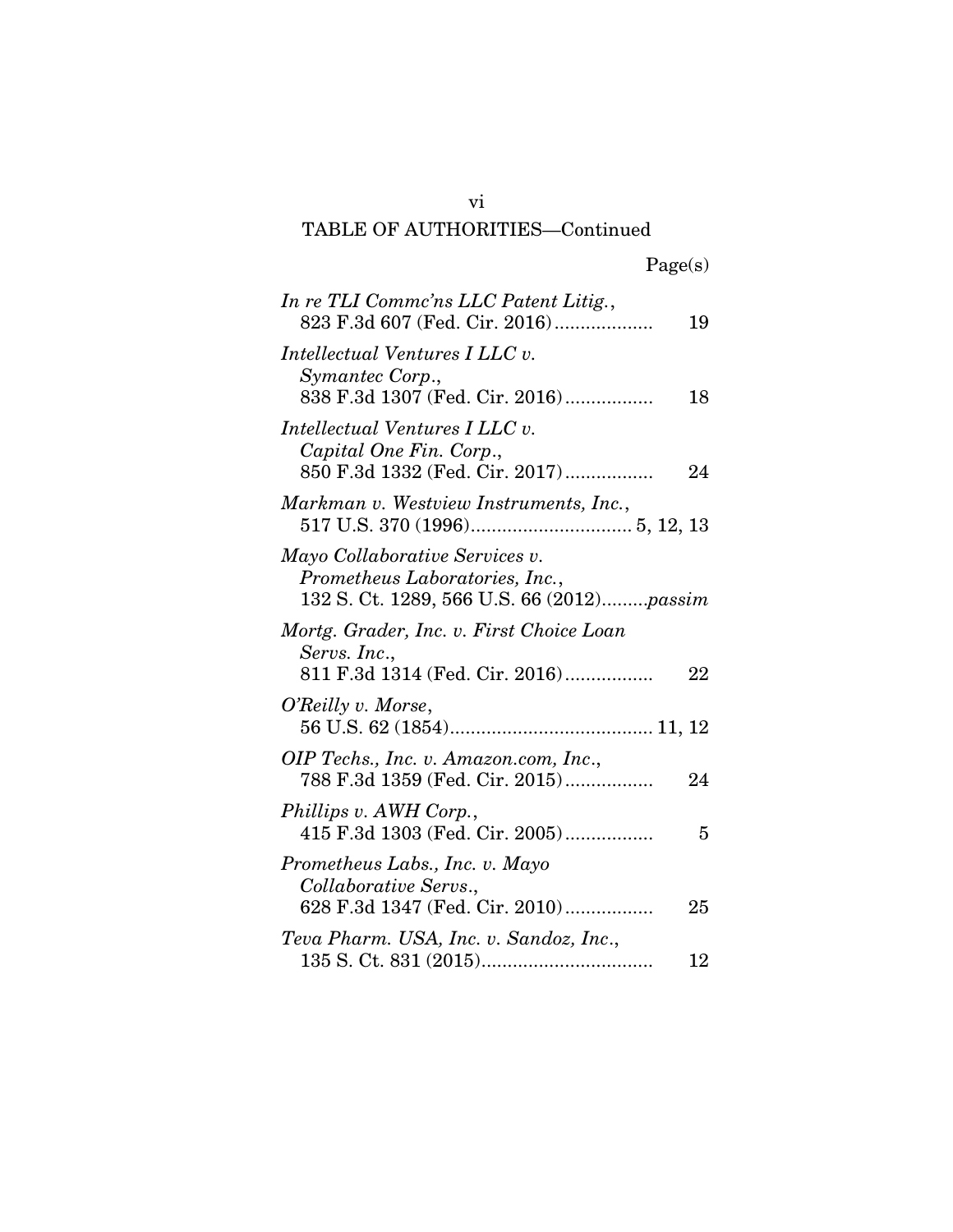TABLE OF AUTHORITIES—Continued

| | Page(s) |
|---|---|
| *In re TLI Commc'ns LLC Patent Litig.*, 823 F.3d 607 (Fed. Cir. 2016) | 19 |
| *Intellectual Ventures I LLC v. Symantec Corp.*, 838 F.3d 1307 (Fed. Cir. 2016) | 18 |
| *Intellectual Ventures I LLC v. Capital One Fin. Corp.*, 850 F.3d 1332 (Fed. Cir. 2017) | 24 |
| *Markman v. Westview Instruments, Inc.*, 517 U.S. 370 (1996) | 5, 12, 13 |
| *Mayo Collaborative Services v. Prometheus Laboratories, Inc.*, 132 S. Ct. 1289, 566 U.S. 66 (2012) | *passim* |
| *Mortg. Grader, Inc. v. First Choice Loan Servs. Inc.*, 811 F.3d 1314 (Fed. Cir. 2016) | 22 |
| *O'Reilly v. Morse*, 56 U.S. 62 (1854) | 11, 12 |
| *OIP Techs., Inc. v. Amazon.com, Inc.*, 788 F.3d 1359 (Fed. Cir. 2015) | 24 |
| *Phillips v. AWH Corp.*, 415 F.3d 1303 (Fed. Cir. 2005) | 5 |
| *Prometheus Labs., Inc. v. Mayo Collaborative Servs.*, 628 F.3d 1347 (Fed. Cir. 2010) | 25 |
| *Teva Pharm. USA, Inc. v. Sandoz, Inc.*, 135 S. Ct. 831 (2015) | 12 |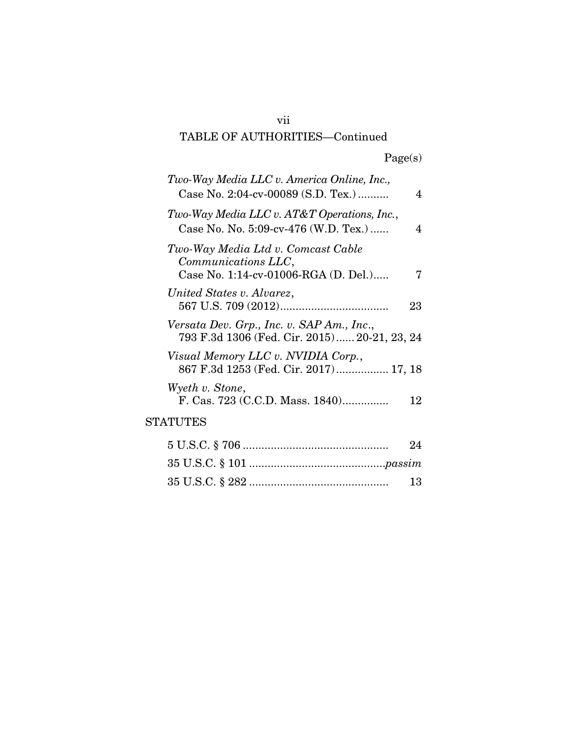TABLE OF AUTHORITIES—Continued

Page(s)

*Two-Way Media LLC v. America Online, Inc.*, Case No. 2:04-cv-00089 (S.D. Tex.) .......... 4

*Two-Way Media LLC v. AT&T Operations, Inc.*, Case No. No. 5:09-cv-476 (W.D. Tex.) ...... 4

*Two-Way Media Ltd v. Comcast Cable Communications LLC*, Case No. 1:14-cv-01006-RGA (D. Del.)..... 7

*United States v. Alvarez*, 567 U.S. 709 (2012)................................... 23

*Versata Dev. Grp., Inc. v. SAP Am., Inc.*, 793 F.3d 1306 (Fed. Cir. 2015)...... 20-21, 23, 24

*Visual Memory LLC v. NVIDIA Corp.*, 867 F.3d 1253 (Fed. Cir. 2017)................. 17, 18

*Wyeth v. Stone*, F. Cas. 723 (C.C.D. Mass. 1840)............... 12

## STATUTES

5 U.S.C. § 706 .............................................. 24

35 U.S.C. § 101 ...........................................*passim*

35 U.S.C. § 282 ............................................ 13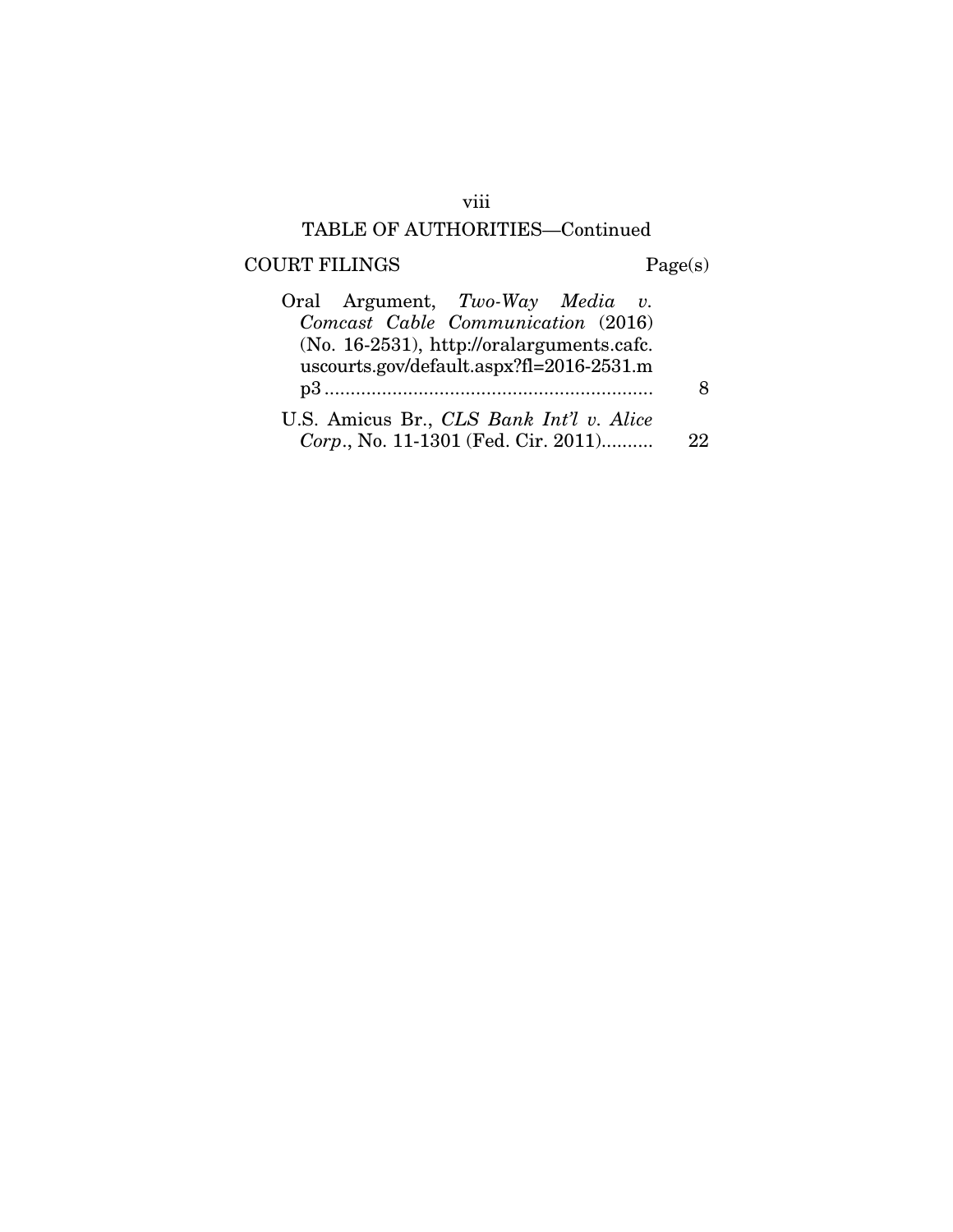## TABLE OF AUTHORITIES—Continued

| COURT FILINGS | Page(s) |
|---|---|
| Oral Argument, *Two-Way Media v. Comcast Cable Communication* (2016) (No. 16-2531), http://oralarguments.cafc.uscourts.gov/default.aspx?fl=2016-2531.mp3 | 8 |
| U.S. Amicus Br., *CLS Bank Int'l v. Alice Corp*., No. 11-1301 (Fed. Cir. 2011) | 22 |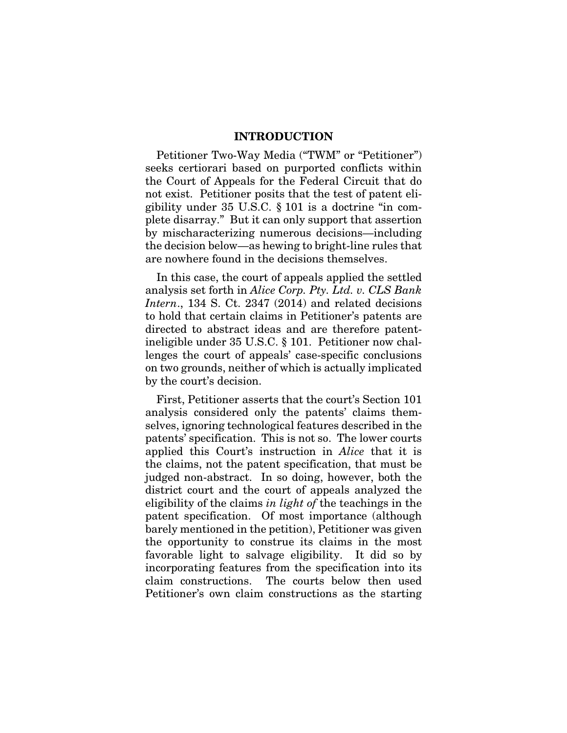## INTRODUCTION

Petitioner Two-Way Media ("TWM" or "Petitioner") seeks certiorari based on purported conflicts within the Court of Appeals for the Federal Circuit that do not exist. Petitioner posits that the test of patent eligibility under 35 U.S.C. § 101 is a doctrine "in complete disarray." But it can only support that assertion by mischaracterizing numerous decisions—including the decision below—as hewing to bright-line rules that are nowhere found in the decisions themselves.

In this case, the court of appeals applied the settled analysis set forth in *Alice Corp. Pty. Ltd. v. CLS Bank Intern.*, 134 S. Ct. 2347 (2014) and related decisions to hold that certain claims in Petitioner's patents are directed to abstract ideas and are therefore patent-ineligible under 35 U.S.C. § 101. Petitioner now challenges the court of appeals' case-specific conclusions on two grounds, neither of which is actually implicated by the court's decision.

First, Petitioner asserts that the court's Section 101 analysis considered only the patents' claims themselves, ignoring technological features described in the patents' specification. This is not so. The lower courts applied this Court's instruction in *Alice* that it is the claims, not the patent specification, that must be judged non-abstract. In so doing, however, both the district court and the court of appeals analyzed the eligibility of the claims *in light of* the teachings in the patent specification. Of most importance (although barely mentioned in the petition), Petitioner was given the opportunity to construe its claims in the most favorable light to salvage eligibility. It did so by incorporating features from the specification into its claim constructions. The courts below then used Petitioner's own claim constructions as the starting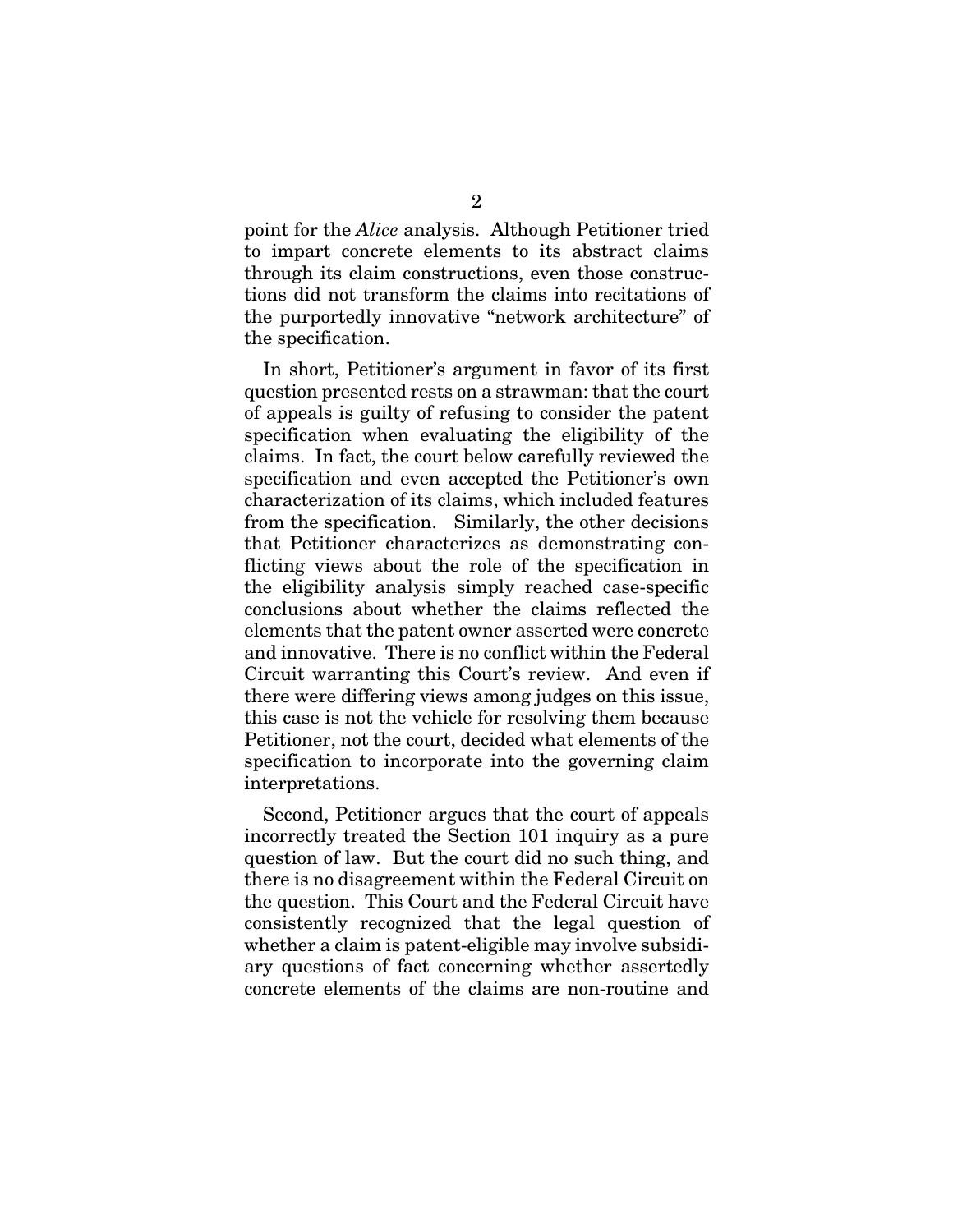point for the *Alice* analysis. Although Petitioner tried to impart concrete elements to its abstract claims through its claim constructions, even those constructions did not transform the claims into recitations of the purportedly innovative "network architecture" of the specification.

In short, Petitioner's argument in favor of its first question presented rests on a strawman: that the court of appeals is guilty of refusing to consider the patent specification when evaluating the eligibility of the claims. In fact, the court below carefully reviewed the specification and even accepted the Petitioner's own characterization of its claims, which included features from the specification. Similarly, the other decisions that Petitioner characterizes as demonstrating conflicting views about the role of the specification in the eligibility analysis simply reached case-specific conclusions about whether the claims reflected the elements that the patent owner asserted were concrete and innovative. There is no conflict within the Federal Circuit warranting this Court's review. And even if there were differing views among judges on this issue, this case is not the vehicle for resolving them because Petitioner, not the court, decided what elements of the specification to incorporate into the governing claim interpretations.

Second, Petitioner argues that the court of appeals incorrectly treated the Section 101 inquiry as a pure question of law. But the court did no such thing, and there is no disagreement within the Federal Circuit on the question. This Court and the Federal Circuit have consistently recognized that the legal question of whether a claim is patent-eligible may involve subsidiary questions of fact concerning whether assertedly concrete elements of the claims are non-routine and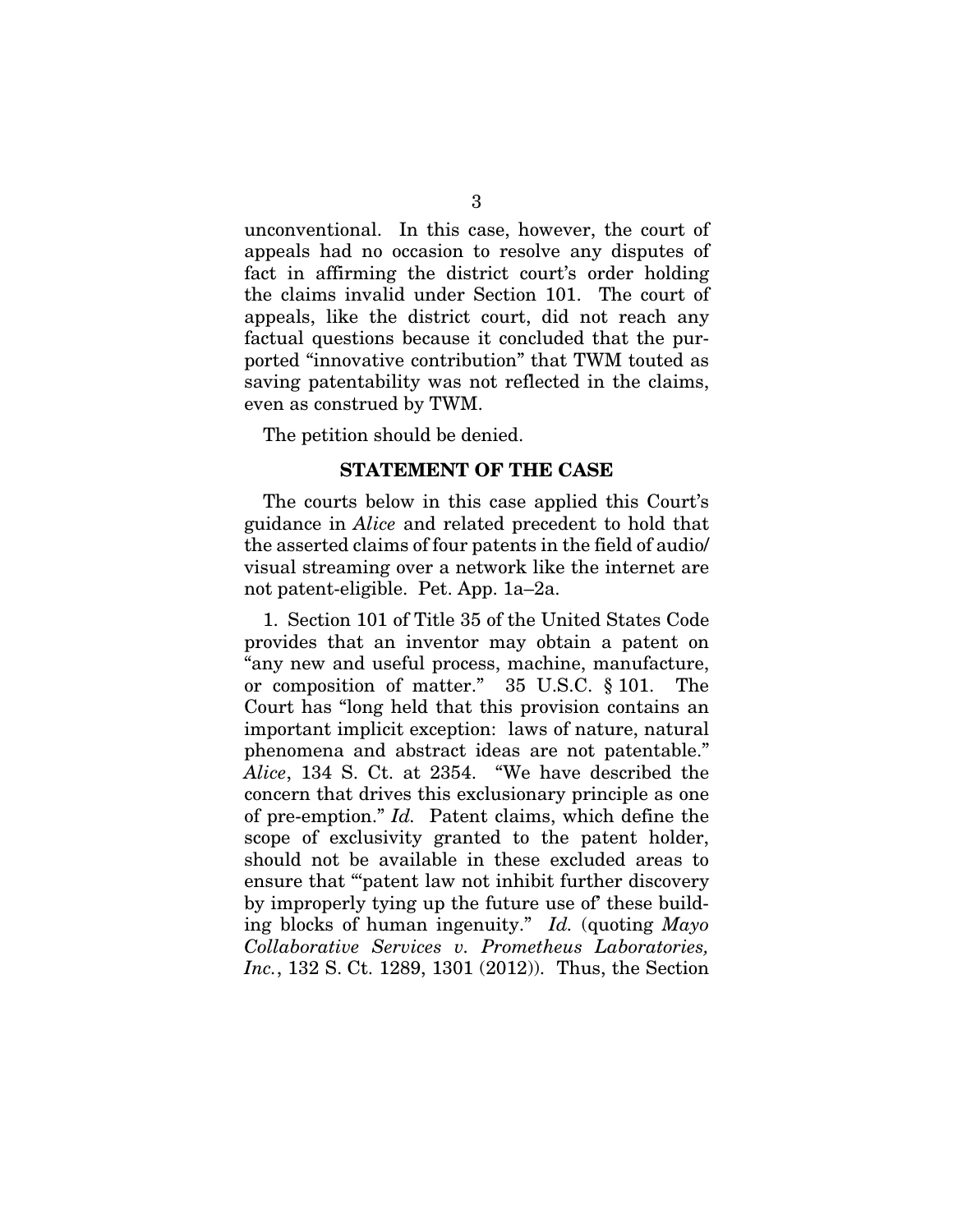unconventional. In this case, however, the court of appeals had no occasion to resolve any disputes of fact in affirming the district court's order holding the claims invalid under Section 101. The court of appeals, like the district court, did not reach any factual questions because it concluded that the purported "innovative contribution" that TWM touted as saving patentability was not reflected in the claims, even as construed by TWM.

The petition should be denied.

## STATEMENT OF THE CASE

The courts below in this case applied this Court's guidance in *Alice* and related precedent to hold that the asserted claims of four patents in the field of audio/visual streaming over a network like the internet are not patent-eligible. Pet. App. 1a–2a.

1. Section 101 of Title 35 of the United States Code provides that an inventor may obtain a patent on "any new and useful process, machine, manufacture, or composition of matter." 35 U.S.C. § 101. The Court has "long held that this provision contains an important implicit exception: laws of nature, natural phenomena and abstract ideas are not patentable." *Alice*, 134 S. Ct. at 2354. "We have described the concern that drives this exclusionary principle as one of pre-emption." *Id.* Patent claims, which define the scope of exclusivity granted to the patent holder, should not be available in these excluded areas to ensure that "'patent law not inhibit further discovery by improperly tying up the future use of' these building blocks of human ingenuity." *Id.* (quoting *Mayo Collaborative Services v. Prometheus Laboratories, Inc.*, 132 S. Ct. 1289, 1301 (2012)). Thus, the Section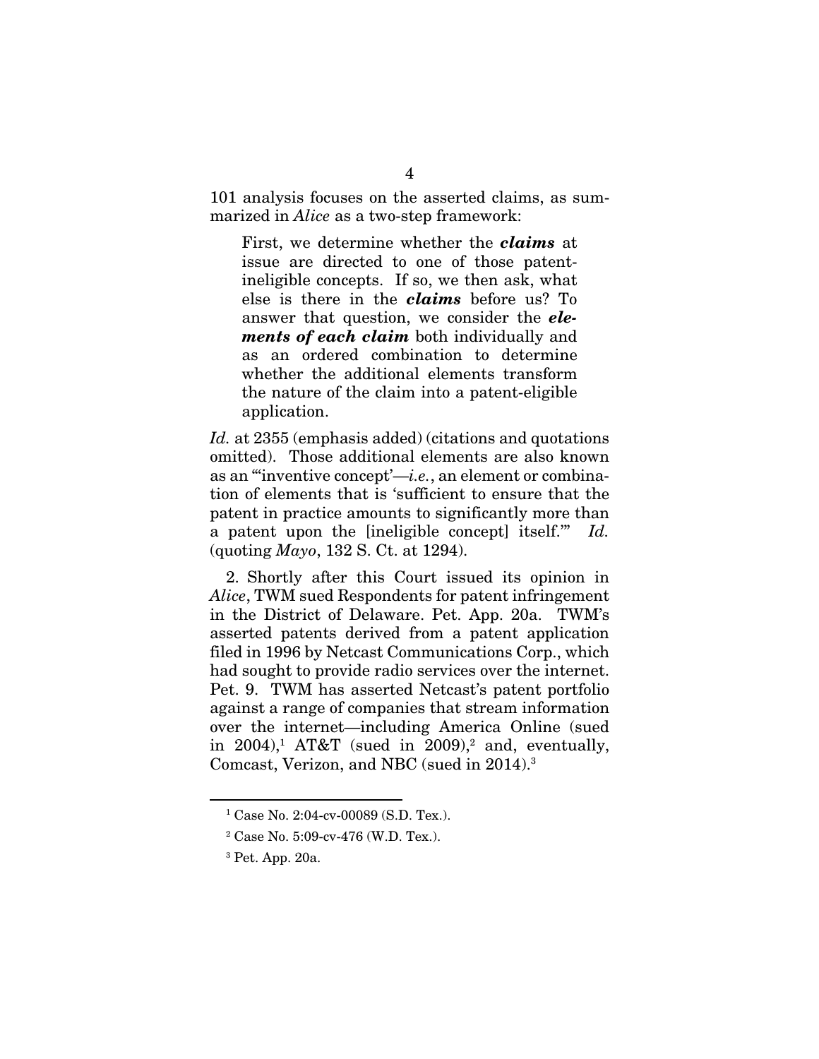101 analysis focuses on the asserted claims, as summarized in *Alice* as a two-step framework:

> First, we determine whether the ***claims*** at issue are directed to one of those patent-ineligible concepts. If so, we then ask, what else is there in the ***claims*** before us? To answer that question, we consider the ***elements of each claim*** both individually and as an ordered combination to determine whether the additional elements transform the nature of the claim into a patent-eligible application.

*Id.* at 2355 (emphasis added) (citations and quotations omitted). Those additional elements are also known as an "'inventive concept'—*i.e.*, an element or combination of elements that is 'sufficient to ensure that the patent in practice amounts to significantly more than a patent upon the [ineligible concept] itself.'" *Id.* (quoting *Mayo*, 132 S. Ct. at 1294).

2. Shortly after this Court issued its opinion in *Alice*, TWM sued Respondents for patent infringement in the District of Delaware. Pet. App. 20a. TWM's asserted patents derived from a patent application filed in 1996 by Netcast Communications Corp., which had sought to provide radio services over the internet. Pet. 9. TWM has asserted Netcast's patent portfolio against a range of companies that stream information over the internet—including America Online (sued in 2004),[1] AT&T (sued in 2009),[2] and, eventually, Comcast, Verizon, and NBC (sued in 2014).[3]

---

[1] Case No. 2:04-cv-00089 (S.D. Tex.).

[2] Case No. 5:09-cv-476 (W.D. Tex.).

[3] Pet. App. 20a.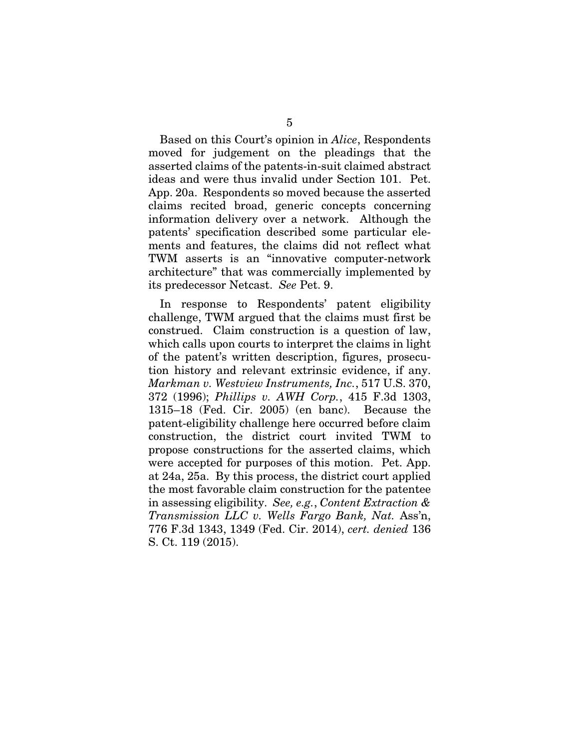Based on this Court's opinion in *Alice*, Respondents moved for judgement on the pleadings that the asserted claims of the patents-in-suit claimed abstract ideas and were thus invalid under Section 101. Pet. App. 20a. Respondents so moved because the asserted claims recited broad, generic concepts concerning information delivery over a network. Although the patents' specification described some particular elements and features, the claims did not reflect what TWM asserts is an "innovative computer-network architecture" that was commercially implemented by its predecessor Netcast. *See* Pet. 9.

In response to Respondents' patent eligibility challenge, TWM argued that the claims must first be construed. Claim construction is a question of law, which calls upon courts to interpret the claims in light of the patent's written description, figures, prosecution history and relevant extrinsic evidence, if any. *Markman v. Westview Instruments, Inc.*, 517 U.S. 370, 372 (1996); *Phillips v. AWH Corp.*, 415 F.3d 1303, 1315–18 (Fed. Cir. 2005) (en banc). Because the patent-eligibility challenge here occurred before claim construction, the district court invited TWM to propose constructions for the asserted claims, which were accepted for purposes of this motion. Pet. App. at 24a, 25a. By this process, the district court applied the most favorable claim construction for the patentee in assessing eligibility. *See, e.g.*, *Content Extraction & Transmission LLC v. Wells Fargo Bank, Nat.* Ass'n, 776 F.3d 1343, 1349 (Fed. Cir. 2014), *cert. denied* 136 S. Ct. 119 (2015).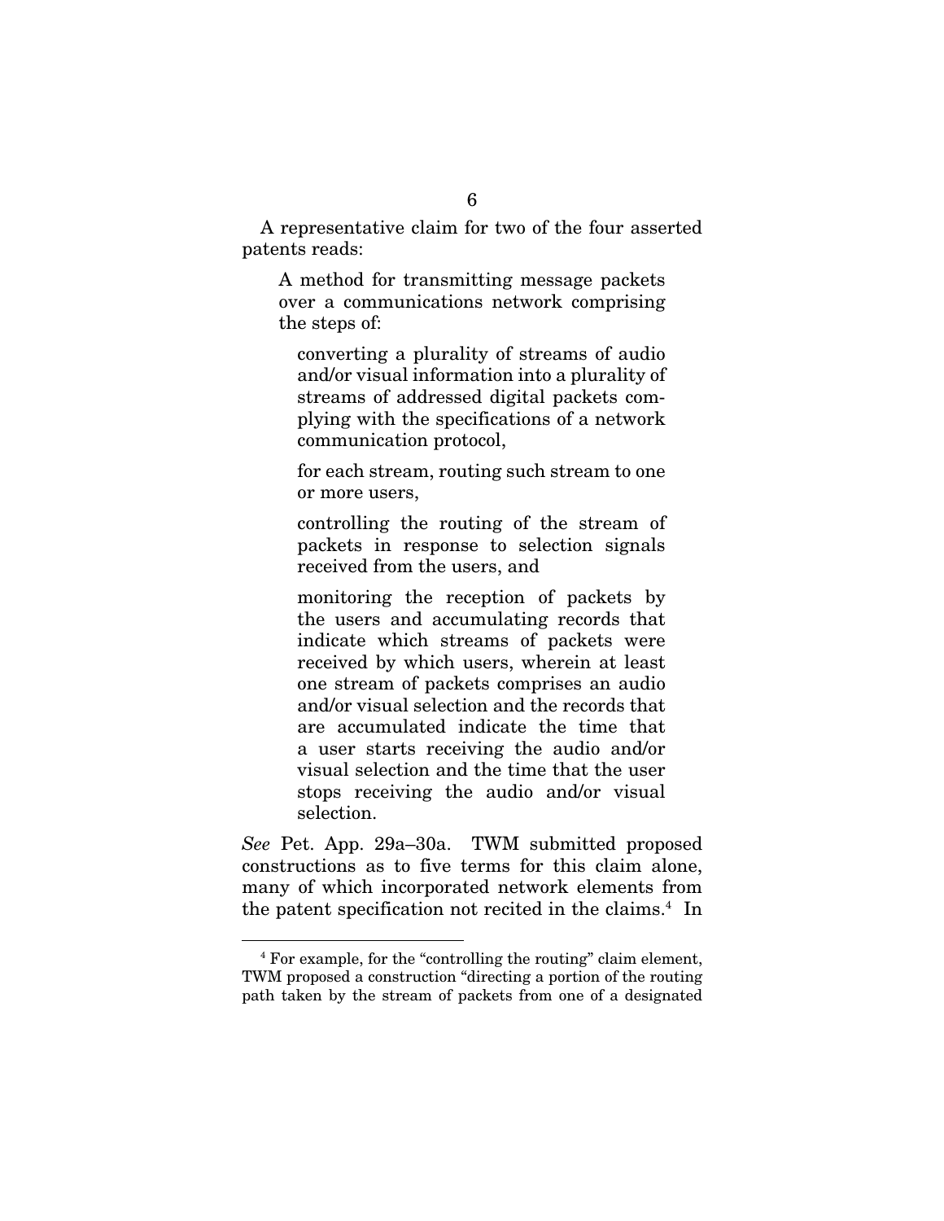A representative claim for two of the four asserted patents reads:

> A method for transmitting message packets over a communications network comprising the steps of:
>
> > converting a plurality of streams of audio and/or visual information into a plurality of streams of addressed digital packets complying with the specifications of a network communication protocol,
> >
> > for each stream, routing such stream to one or more users,
> >
> > controlling the routing of the stream of packets in response to selection signals received from the users, and
> >
> > monitoring the reception of packets by the users and accumulating records that indicate which streams of packets were received by which users, wherein at least one stream of packets comprises an audio and/or visual selection and the records that are accumulated indicate the time that a user starts receiving the audio and/or visual selection and the time that the user stops receiving the audio and/or visual selection.

*See* Pet. App. 29a–30a. TWM submitted proposed constructions as to five terms for this claim alone, many of which incorporated network elements from the patent specification not recited in the claims.[4] In

---

[4] For example, for the "controlling the routing" claim element, TWM proposed a construction "directing a portion of the routing path taken by the stream of packets from one of a designated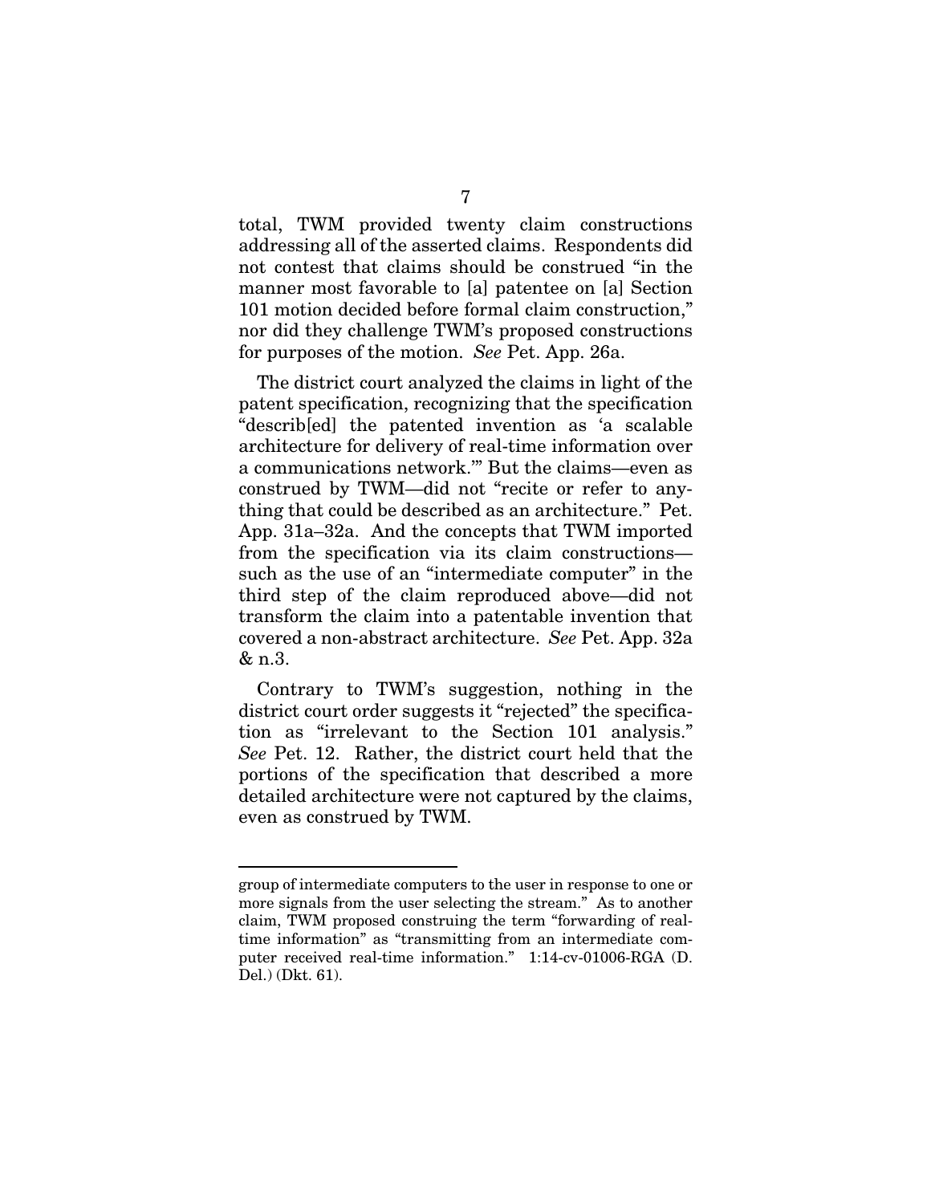total, TWM provided twenty claim constructions addressing all of the asserted claims. Respondents did not contest that claims should be construed "in the manner most favorable to [a] patentee on [a] Section 101 motion decided before formal claim construction," nor did they challenge TWM's proposed constructions for purposes of the motion. *See* Pet. App. 26a.

The district court analyzed the claims in light of the patent specification, recognizing that the specification "describ[ed] the patented invention as 'a scalable architecture for delivery of real-time information over a communications network.'" But the claims—even as construed by TWM—did not "recite or refer to anything that could be described as an architecture." Pet. App. 31a–32a. And the concepts that TWM imported from the specification via its claim constructions—such as the use of an "intermediate computer" in the third step of the claim reproduced above—did not transform the claim into a patentable invention that covered a non-abstract architecture. *See* Pet. App. 32a & n.3.

Contrary to TWM's suggestion, nothing in the district court order suggests it "rejected" the specification as "irrelevant to the Section 101 analysis." *See* Pet. 12. Rather, the district court held that the portions of the specification that described a more detailed architecture were not captured by the claims, even as construed by TWM.

---

group of intermediate computers to the user in response to one or more signals from the user selecting the stream." As to another claim, TWM proposed construing the term "forwarding of real-time information" as "transmitting from an intermediate computer received real-time information." 1:14-cv-01006-RGA (D. Del.) (Dkt. 61).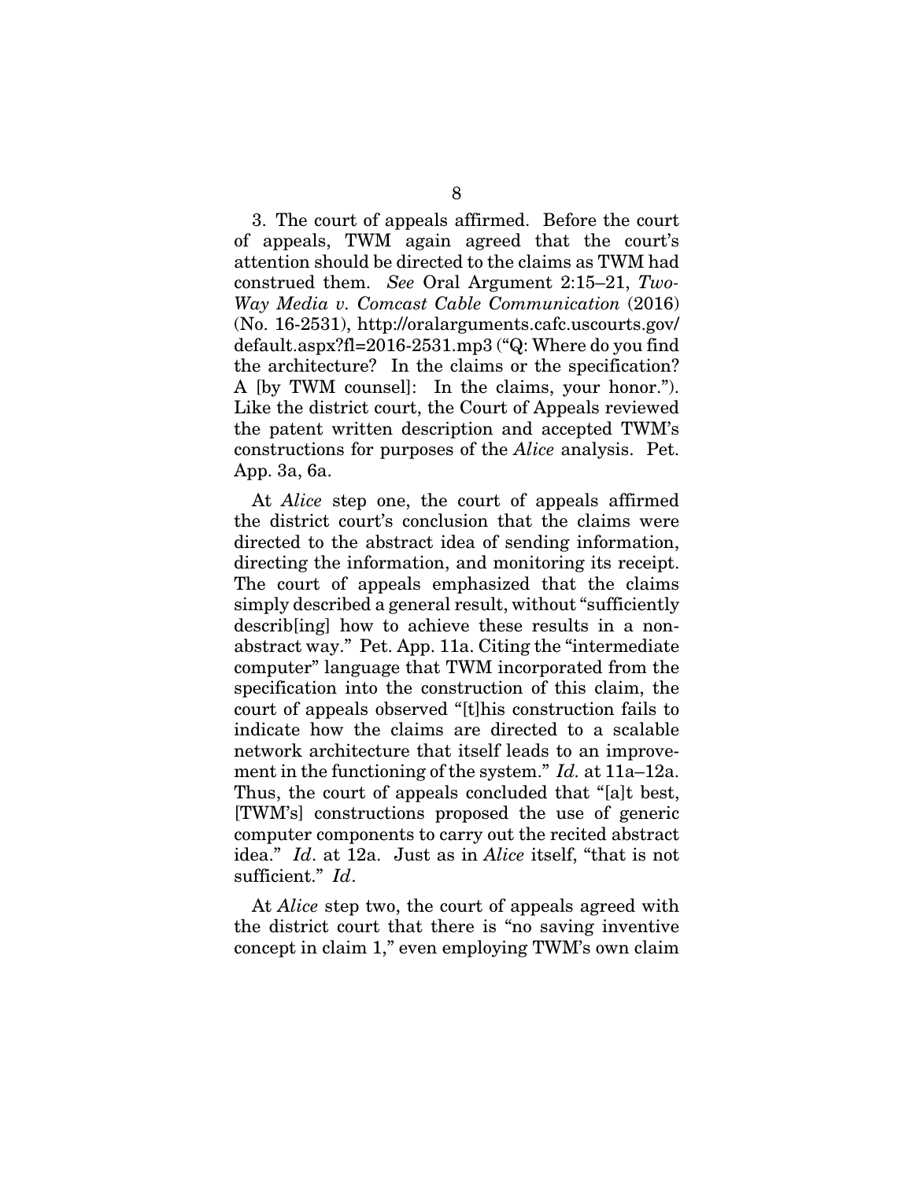3. The court of appeals affirmed. Before the court of appeals, TWM again agreed that the court's attention should be directed to the claims as TWM had construed them. *See* Oral Argument 2:15–21, *Two-Way Media v. Comcast Cable Communication* (2016) (No. 16-2531), http://oralarguments.cafc.uscourts.gov/default.aspx?fl=2016-2531.mp3 ("Q: Where do you find the architecture? In the claims or the specification? A [by TWM counsel]: In the claims, your honor."). Like the district court, the Court of Appeals reviewed the patent written description and accepted TWM's constructions for purposes of the *Alice* analysis. Pet. App. 3a, 6a.

At *Alice* step one, the court of appeals affirmed the district court's conclusion that the claims were directed to the abstract idea of sending information, directing the information, and monitoring its receipt. The court of appeals emphasized that the claims simply described a general result, without "sufficiently describ[ing] how to achieve these results in a non-abstract way." Pet. App. 11a. Citing the "intermediate computer" language that TWM incorporated from the specification into the construction of this claim, the court of appeals observed "[t]his construction fails to indicate how the claims are directed to a scalable network architecture that itself leads to an improvement in the functioning of the system." *Id.* at 11a–12a. Thus, the court of appeals concluded that "[a]t best, [TWM's] constructions proposed the use of generic computer components to carry out the recited abstract idea." *Id*. at 12a. Just as in *Alice* itself, "that is not sufficient." *Id*.

At *Alice* step two, the court of appeals agreed with the district court that there is "no saving inventive concept in claim 1," even employing TWM's own claim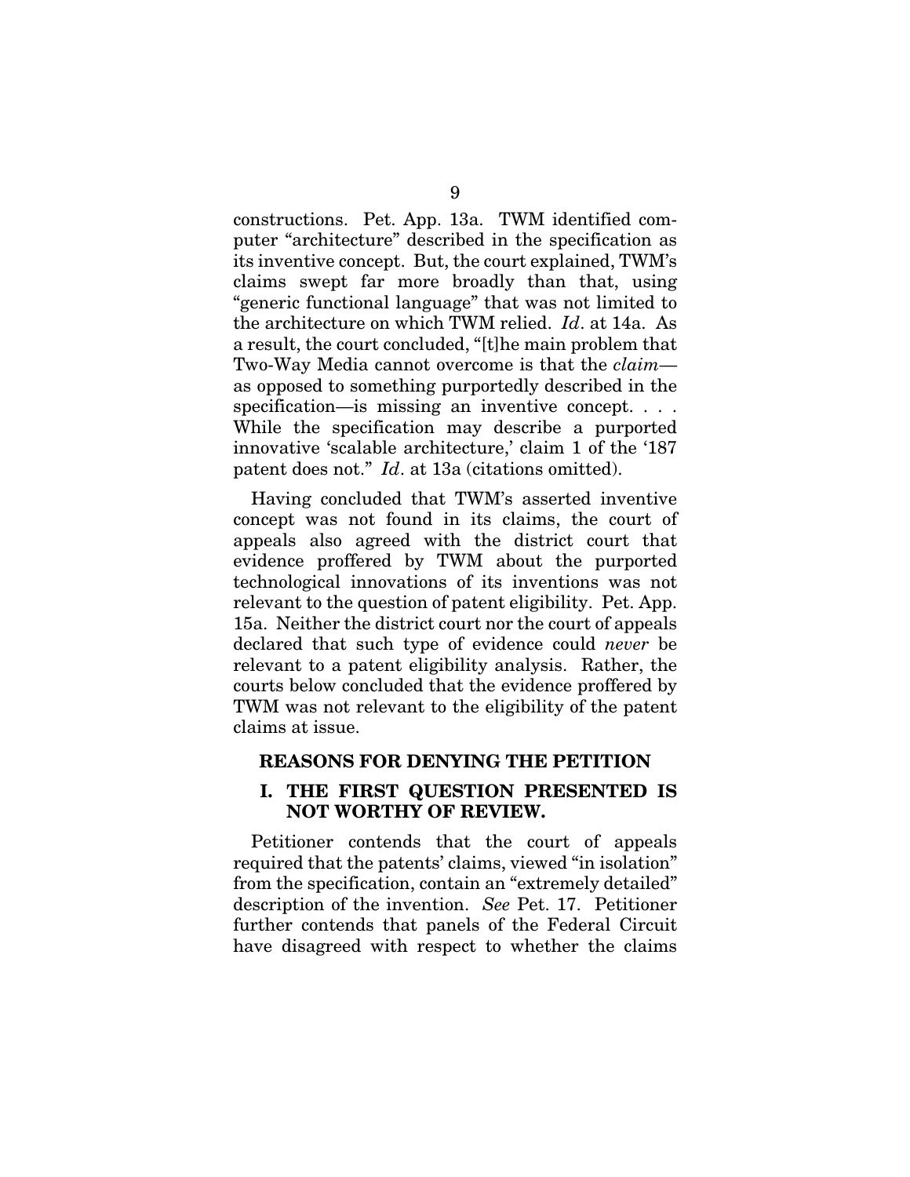constructions. Pet. App. 13a. TWM identified computer "architecture" described in the specification as its inventive concept. But, the court explained, TWM's claims swept far more broadly than that, using "generic functional language" that was not limited to the architecture on which TWM relied. *Id*. at 14a. As a result, the court concluded, "[t]he main problem that Two-Way Media cannot overcome is that the *claim*—as opposed to something purportedly described in the specification—is missing an inventive concept. . . . While the specification may describe a purported innovative 'scalable architecture,' claim 1 of the '187 patent does not." *Id*. at 13a (citations omitted).

Having concluded that TWM's asserted inventive concept was not found in its claims, the court of appeals also agreed with the district court that evidence proffered by TWM about the purported technological innovations of its inventions was not relevant to the question of patent eligibility. Pet. App. 15a. Neither the district court nor the court of appeals declared that such type of evidence could *never* be relevant to a patent eligibility analysis. Rather, the courts below concluded that the evidence proffered by TWM was not relevant to the eligibility of the patent claims at issue.

## REASONS FOR DENYING THE PETITION

### I. THE FIRST QUESTION PRESENTED IS NOT WORTHY OF REVIEW.

Petitioner contends that the court of appeals required that the patents' claims, viewed "in isolation" from the specification, contain an "extremely detailed" description of the invention. *See* Pet. 17. Petitioner further contends that panels of the Federal Circuit have disagreed with respect to whether the claims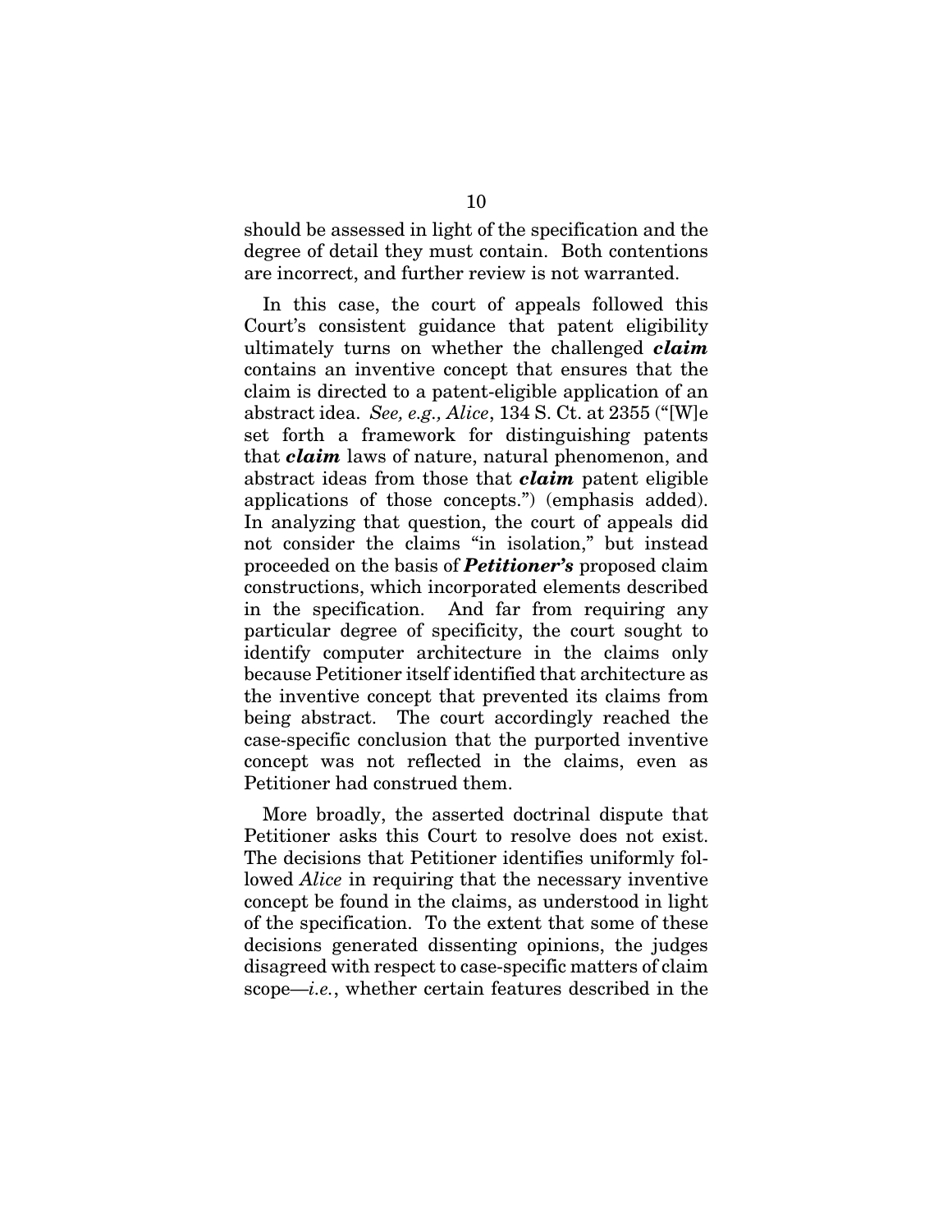should be assessed in light of the specification and the degree of detail they must contain. Both contentions are incorrect, and further review is not warranted.

In this case, the court of appeals followed this Court's consistent guidance that patent eligibility ultimately turns on whether the challenged ***claim*** contains an inventive concept that ensures that the claim is directed to a patent-eligible application of an abstract idea. *See, e.g., Alice*, 134 S. Ct. at 2355 ("[W]e set forth a framework for distinguishing patents that ***claim*** laws of nature, natural phenomenon, and abstract ideas from those that ***claim*** patent eligible applications of those concepts.") (emphasis added). In analyzing that question, the court of appeals did not consider the claims "in isolation," but instead proceeded on the basis of ***Petitioner's*** proposed claim constructions, which incorporated elements described in the specification. And far from requiring any particular degree of specificity, the court sought to identify computer architecture in the claims only because Petitioner itself identified that architecture as the inventive concept that prevented its claims from being abstract. The court accordingly reached the case-specific conclusion that the purported inventive concept was not reflected in the claims, even as Petitioner had construed them.

More broadly, the asserted doctrinal dispute that Petitioner asks this Court to resolve does not exist. The decisions that Petitioner identifies uniformly followed *Alice* in requiring that the necessary inventive concept be found in the claims, as understood in light of the specification. To the extent that some of these decisions generated dissenting opinions, the judges disagreed with respect to case-specific matters of claim scope—*i.e.*, whether certain features described in the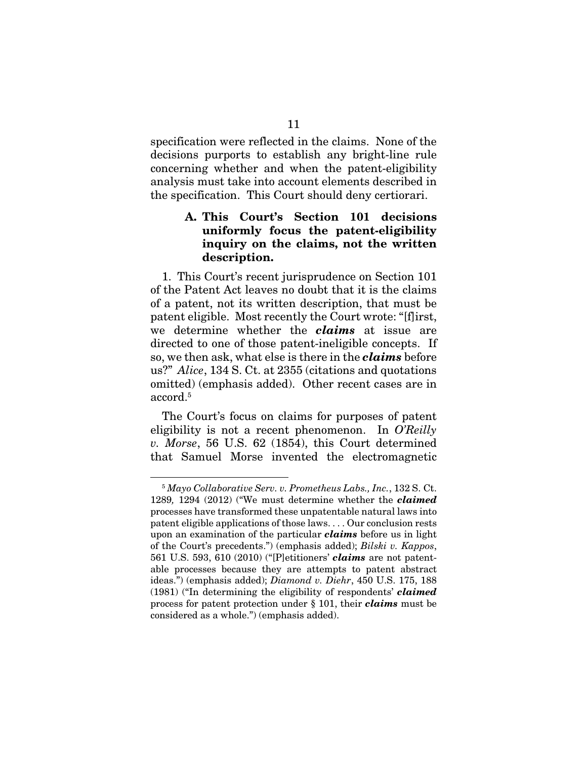specification were reflected in the claims. None of the decisions purports to establish any bright-line rule concerning whether and when the patent-eligibility analysis must take into account elements described in the specification. This Court should deny certiorari.

### A. This Court's Section 101 decisions uniformly focus the patent-eligibility inquiry on the claims, not the written description.

1. This Court's recent jurisprudence on Section 101 of the Patent Act leaves no doubt that it is the claims of a patent, not its written description, that must be patent eligible. Most recently the Court wrote: "[f]irst, we determine whether the ***claims*** at issue are directed to one of those patent-ineligible concepts. If so, we then ask, what else is there in the ***claims*** before us?" *Alice*, 134 S. Ct. at 2355 (citations and quotations omitted) (emphasis added). Other recent cases are in accord.[5]

The Court's focus on claims for purposes of patent eligibility is not a recent phenomenon. In *O'Reilly v. Morse*, 56 U.S. 62 (1854), this Court determined that Samuel Morse invented the electromagnetic

---

[5] *Mayo Collaborative Serv. v. Prometheus Labs., Inc.*, 132 S. Ct. 1289*,* 1294 (2012) ("We must determine whether the ***claimed*** processes have transformed these unpatentable natural laws into patent eligible applications of those laws. . . . Our conclusion rests upon an examination of the particular ***claims*** before us in light of the Court's precedents.") (emphasis added); *Bilski v. Kappos*, 561 U.S. 593, 610 (2010) ("[P]etitioners' ***claims*** are not patentable processes because they are attempts to patent abstract ideas.") (emphasis added); *Diamond v. Diehr*, 450 U.S. 175, 188 (1981) ("In determining the eligibility of respondents' ***claimed*** process for patent protection under § 101, their ***claims*** must be considered as a whole.") (emphasis added).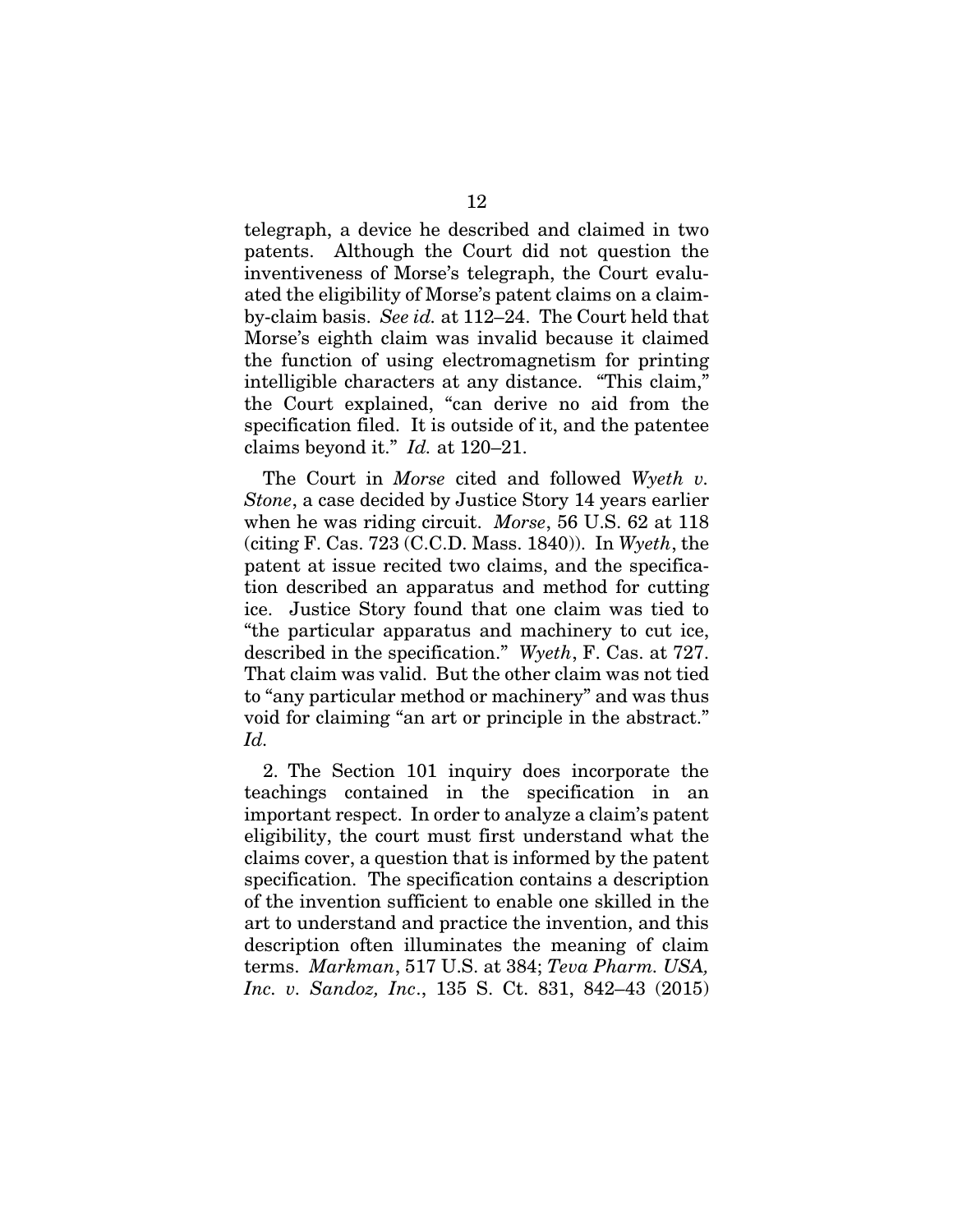telegraph, a device he described and claimed in two patents. Although the Court did not question the inventiveness of Morse's telegraph, the Court evaluated the eligibility of Morse's patent claims on a claim-by-claim basis. *See id.* at 112–24. The Court held that Morse's eighth claim was invalid because it claimed the function of using electromagnetism for printing intelligible characters at any distance. "This claim," the Court explained, "can derive no aid from the specification filed. It is outside of it, and the patentee claims beyond it." *Id.* at 120–21.

The Court in *Morse* cited and followed *Wyeth v. Stone*, a case decided by Justice Story 14 years earlier when he was riding circuit. *Morse*, 56 U.S. 62 at 118 (citing F. Cas. 723 (C.C.D. Mass. 1840)). In *Wyeth*, the patent at issue recited two claims, and the specification described an apparatus and method for cutting ice. Justice Story found that one claim was tied to "the particular apparatus and machinery to cut ice, described in the specification." *Wyeth*, F. Cas. at 727. That claim was valid. But the other claim was not tied to "any particular method or machinery" and was thus void for claiming "an art or principle in the abstract." *Id.*

2. The Section 101 inquiry does incorporate the teachings contained in the specification in an important respect. In order to analyze a claim's patent eligibility, the court must first understand what the claims cover, a question that is informed by the patent specification. The specification contains a description of the invention sufficient to enable one skilled in the art to understand and practice the invention, and this description often illuminates the meaning of claim terms. *Markman*, 517 U.S. at 384; *Teva Pharm. USA, Inc. v. Sandoz, Inc*., 135 S. Ct. 831, 842–43 (2015)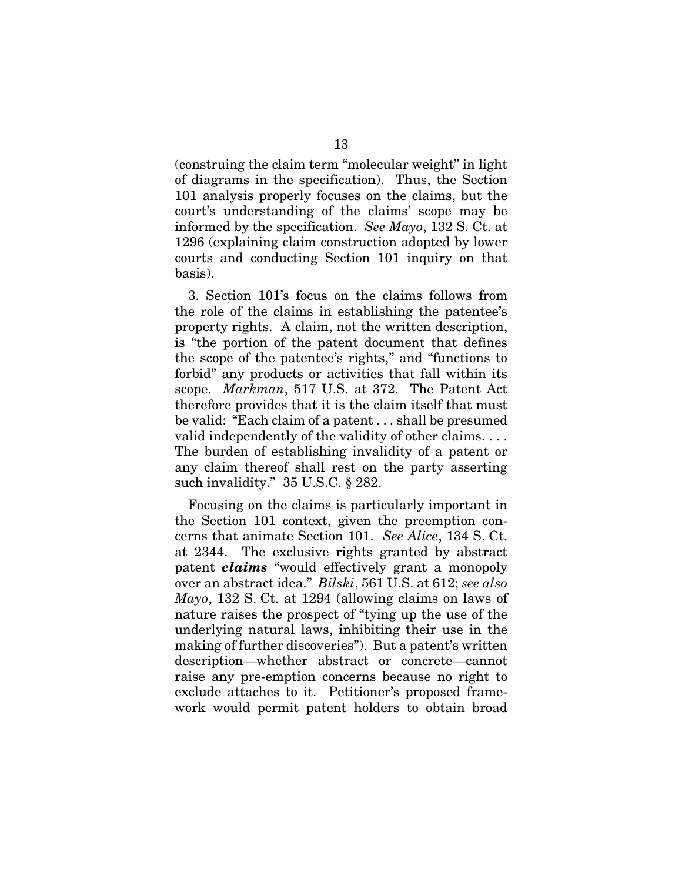(construing the claim term "molecular weight" in light of diagrams in the specification). Thus, the Section 101 analysis properly focuses on the claims, but the court's understanding of the claims' scope may be informed by the specification. *See Mayo*, 132 S. Ct. at 1296 (explaining claim construction adopted by lower courts and conducting Section 101 inquiry on that basis).

3. Section 101's focus on the claims follows from the role of the claims in establishing the patentee's property rights. A claim, not the written description, is "the portion of the patent document that defines the scope of the patentee's rights," and "functions to forbid" any products or activities that fall within its scope. *Markman*, 517 U.S. at 372. The Patent Act therefore provides that it is the claim itself that must be valid: "Each claim of a patent . . . shall be presumed valid independently of the validity of other claims. . . . The burden of establishing invalidity of a patent or any claim thereof shall rest on the party asserting such invalidity." 35 U.S.C. § 282.

Focusing on the claims is particularly important in the Section 101 context, given the preemption concerns that animate Section 101. *See Alice*, 134 S. Ct. at 2344. The exclusive rights granted by abstract patent ***claims*** "would effectively grant a monopoly over an abstract idea." *Bilski*, 561 U.S. at 612; *see also Mayo*, 132 S. Ct. at 1294 (allowing claims on laws of nature raises the prospect of "tying up the use of the underlying natural laws, inhibiting their use in the making of further discoveries"). But a patent's written description—whether abstract or concrete—cannot raise any pre-emption concerns because no right to exclude attaches to it. Petitioner's proposed framework would permit patent holders to obtain broad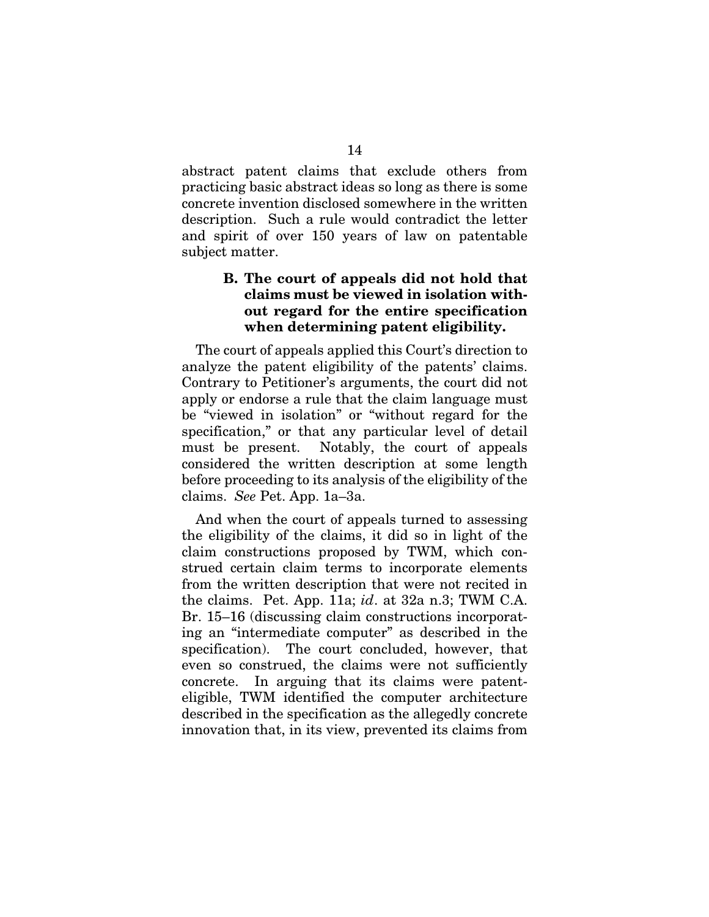abstract patent claims that exclude others from practicing basic abstract ideas so long as there is some concrete invention disclosed somewhere in the written description. Such a rule would contradict the letter and spirit of over 150 years of law on patentable subject matter.

### B. The court of appeals did not hold that claims must be viewed in isolation without regard for the entire specification when determining patent eligibility.

The court of appeals applied this Court's direction to analyze the patent eligibility of the patents' claims. Contrary to Petitioner's arguments, the court did not apply or endorse a rule that the claim language must be "viewed in isolation" or "without regard for the specification," or that any particular level of detail must be present. Notably, the court of appeals considered the written description at some length before proceeding to its analysis of the eligibility of the claims. *See* Pet. App. 1a–3a.

And when the court of appeals turned to assessing the eligibility of the claims, it did so in light of the claim constructions proposed by TWM, which construed certain claim terms to incorporate elements from the written description that were not recited in the claims. Pet. App. 11a; *id*. at 32a n.3; TWM C.A. Br. 15–16 (discussing claim constructions incorporating an "intermediate computer" as described in the specification). The court concluded, however, that even so construed, the claims were not sufficiently concrete. In arguing that its claims were patent-eligible, TWM identified the computer architecture described in the specification as the allegedly concrete innovation that, in its view, prevented its claims from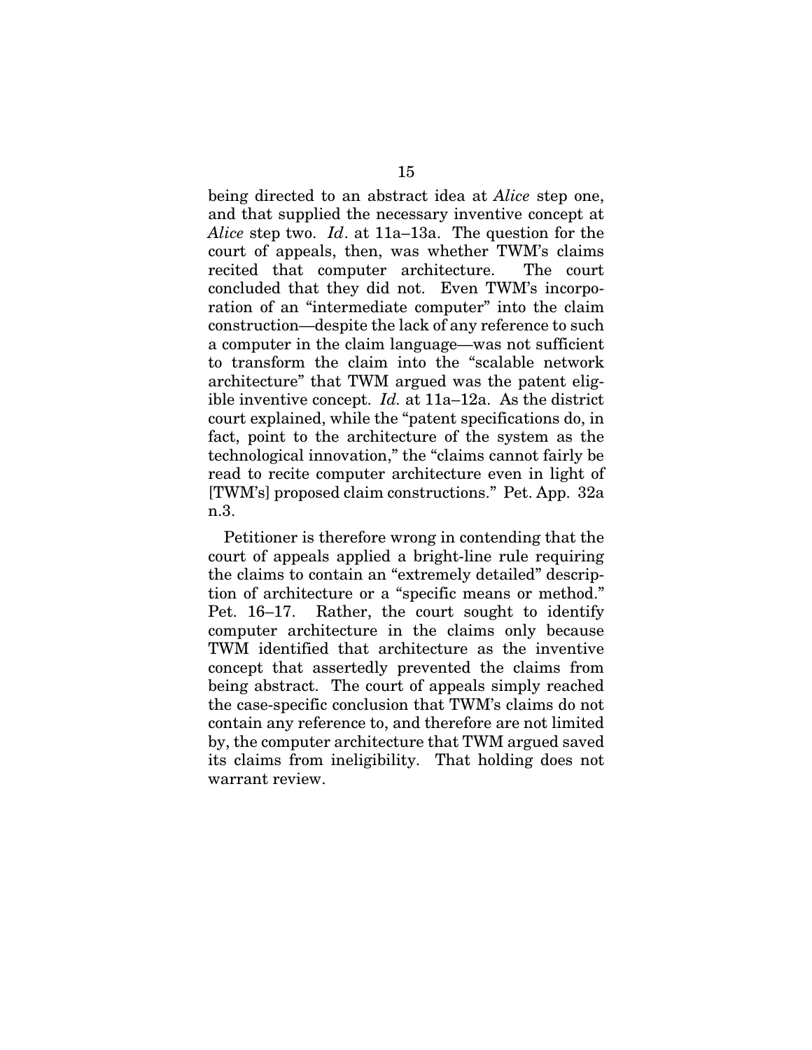being directed to an abstract idea at *Alice* step one, and that supplied the necessary inventive concept at *Alice* step two. *Id*. at 11a–13a. The question for the court of appeals, then, was whether TWM's claims recited that computer architecture. The court concluded that they did not. Even TWM's incorporation of an "intermediate computer" into the claim construction—despite the lack of any reference to such a computer in the claim language—was not sufficient to transform the claim into the "scalable network architecture" that TWM argued was the patent eligible inventive concept. *Id.* at 11a–12a. As the district court explained, while the "patent specifications do, in fact, point to the architecture of the system as the technological innovation," the "claims cannot fairly be read to recite computer architecture even in light of [TWM's] proposed claim constructions." Pet. App. 32a n.3.

Petitioner is therefore wrong in contending that the court of appeals applied a bright-line rule requiring the claims to contain an "extremely detailed" description of architecture or a "specific means or method." Pet. 16–17. Rather, the court sought to identify computer architecture in the claims only because TWM identified that architecture as the inventive concept that assertedly prevented the claims from being abstract. The court of appeals simply reached the case-specific conclusion that TWM's claims do not contain any reference to, and therefore are not limited by, the computer architecture that TWM argued saved its claims from ineligibility. That holding does not warrant review.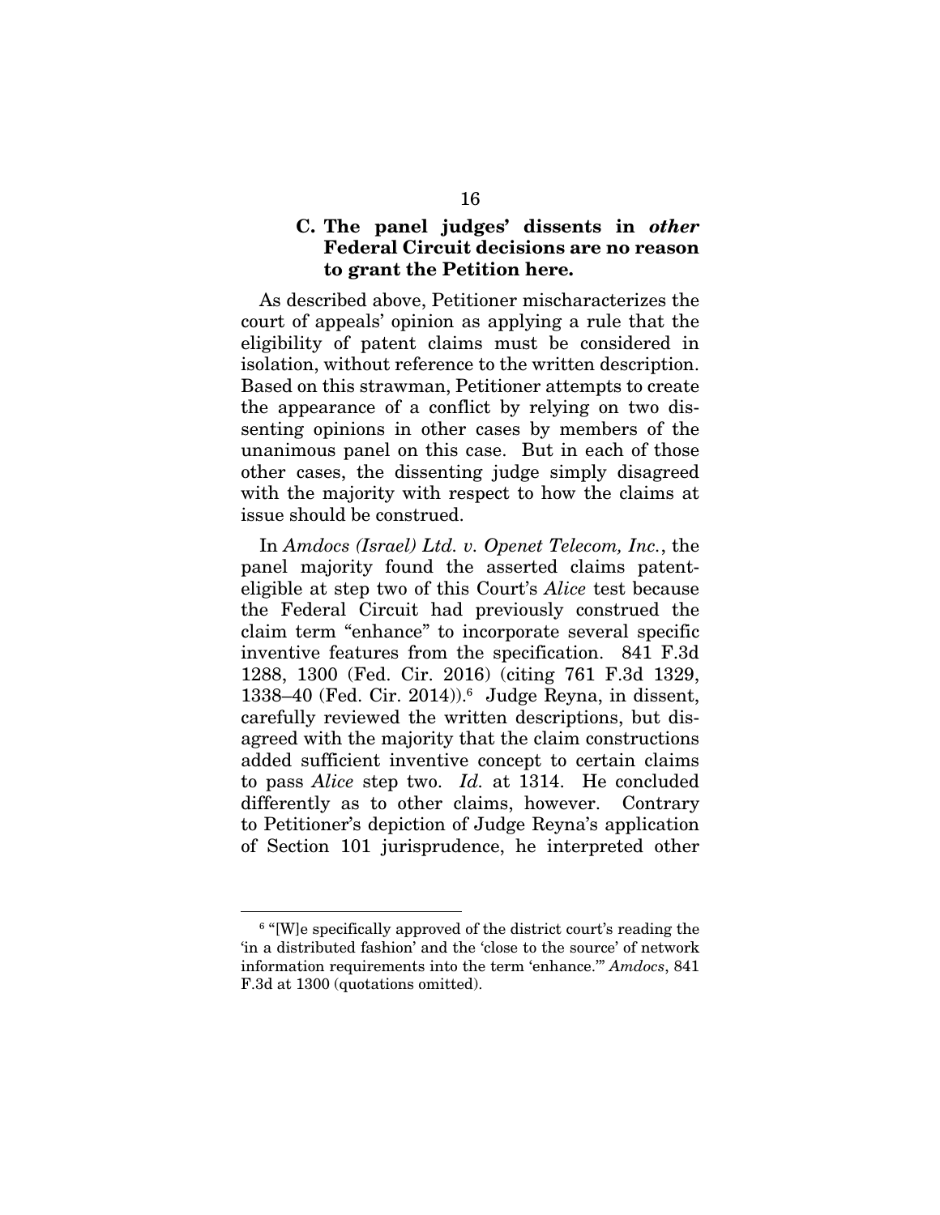### C. The panel judges' dissents in *other* Federal Circuit decisions are no reason to grant the Petition here.

As described above, Petitioner mischaracterizes the court of appeals' opinion as applying a rule that the eligibility of patent claims must be considered in isolation, without reference to the written description. Based on this strawman, Petitioner attempts to create the appearance of a conflict by relying on two dissenting opinions in other cases by members of the unanimous panel on this case. But in each of those other cases, the dissenting judge simply disagreed with the majority with respect to how the claims at issue should be construed.

In *Amdocs (Israel) Ltd. v. Openet Telecom, Inc.*, the panel majority found the asserted claims patent-eligible at step two of this Court's *Alice* test because the Federal Circuit had previously construed the claim term "enhance" to incorporate several specific inventive features from the specification. 841 F.3d 1288, 1300 (Fed. Cir. 2016) (citing 761 F.3d 1329, 1338–40 (Fed. Cir. 2014)).[6] Judge Reyna, in dissent, carefully reviewed the written descriptions, but disagreed with the majority that the claim constructions added sufficient inventive concept to certain claims to pass *Alice* step two. *Id.* at 1314. He concluded differently as to other claims, however. Contrary to Petitioner's depiction of Judge Reyna's application of Section 101 jurisprudence, he interpreted other

---

[6] "[W]e specifically approved of the district court's reading the 'in a distributed fashion' and the 'close to the source' of network information requirements into the term 'enhance.'" *Amdocs*, 841 F.3d at 1300 (quotations omitted).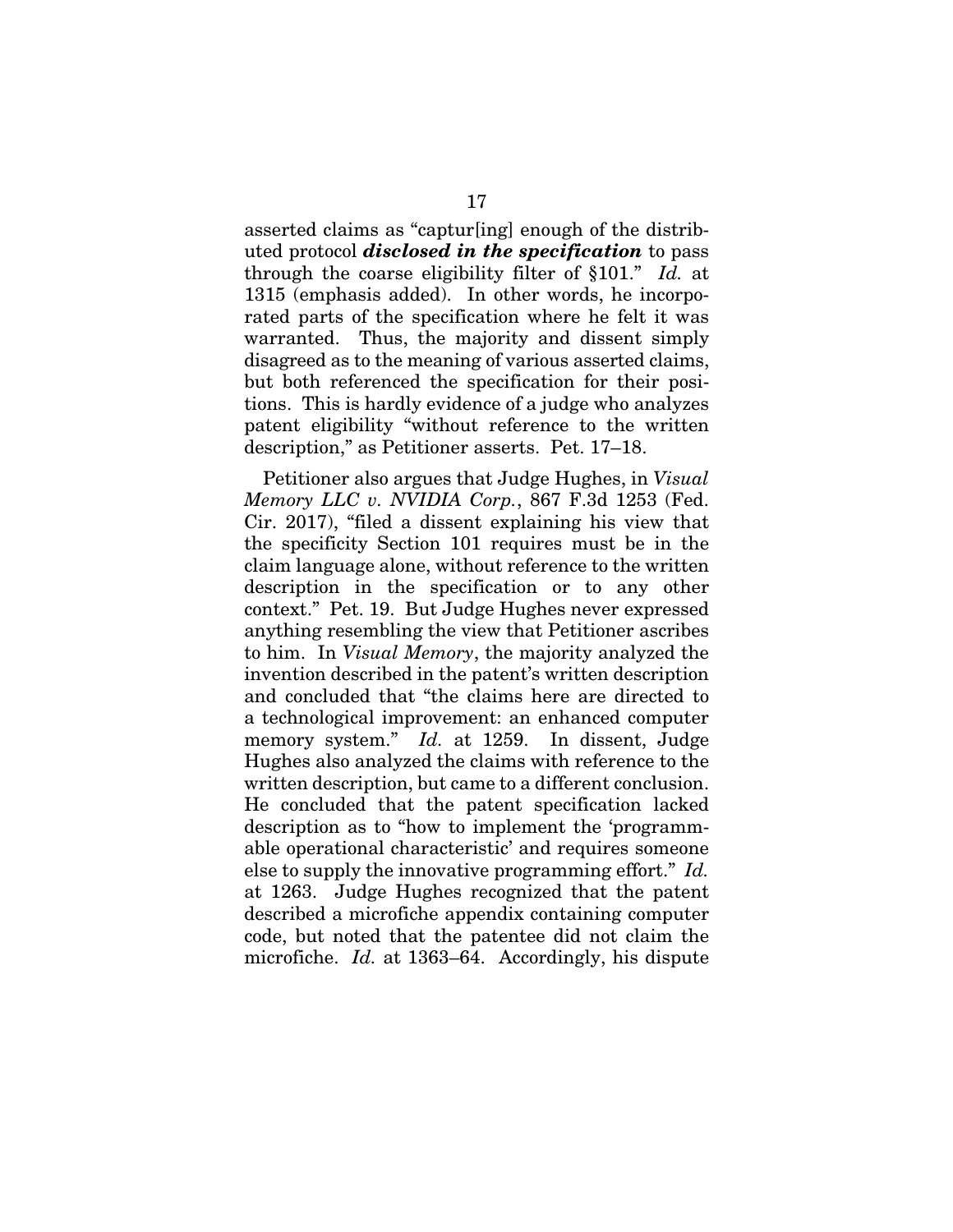asserted claims as "captur[ing] enough of the distributed protocol ***disclosed in the specification*** to pass through the coarse eligibility filter of §101." *Id.* at 1315 (emphasis added). In other words, he incorporated parts of the specification where he felt it was warranted. Thus, the majority and dissent simply disagreed as to the meaning of various asserted claims, but both referenced the specification for their positions. This is hardly evidence of a judge who analyzes patent eligibility "without reference to the written description," as Petitioner asserts. Pet. 17–18.

Petitioner also argues that Judge Hughes, in *Visual Memory LLC v. NVIDIA Corp.*, 867 F.3d 1253 (Fed. Cir. 2017), "filed a dissent explaining his view that the specificity Section 101 requires must be in the claim language alone, without reference to the written description in the specification or to any other context." Pet. 19. But Judge Hughes never expressed anything resembling the view that Petitioner ascribes to him. In *Visual Memory*, the majority analyzed the invention described in the patent's written description and concluded that "the claims here are directed to a technological improvement: an enhanced computer memory system." *Id.* at 1259. In dissent, Judge Hughes also analyzed the claims with reference to the written description, but came to a different conclusion. He concluded that the patent specification lacked description as to "how to implement the 'programmable operational characteristic' and requires someone else to supply the innovative programming effort." *Id.* at 1263. Judge Hughes recognized that the patent described a microfiche appendix containing computer code, but noted that the patentee did not claim the microfiche. *Id.* at 1363–64. Accordingly, his dispute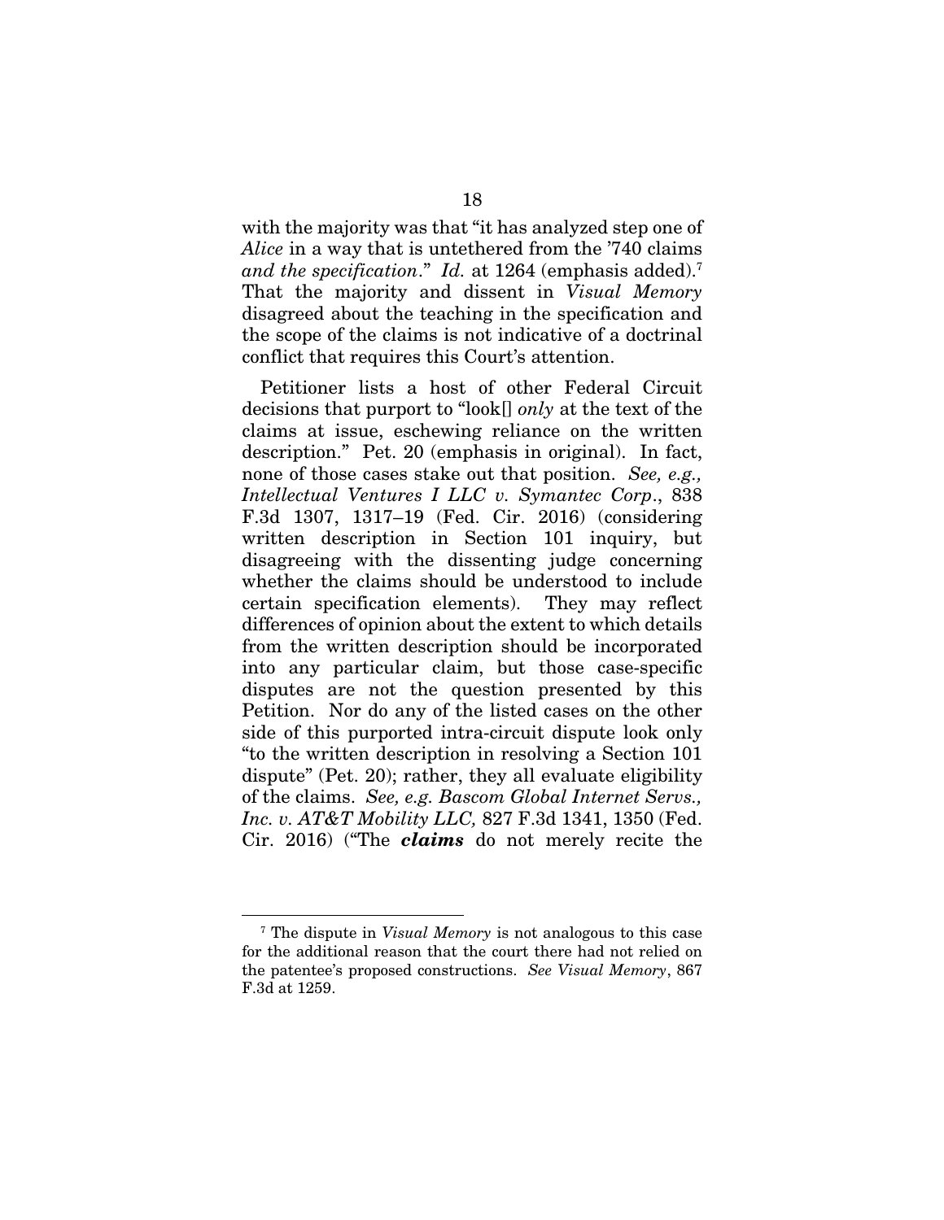with the majority was that "it has analyzed step one of *Alice* in a way that is untethered from the '740 claims *and the specification*." *Id.* at 1264 (emphasis added).[7] That the majority and dissent in *Visual Memory* disagreed about the teaching in the specification and the scope of the claims is not indicative of a doctrinal conflict that requires this Court's attention.

Petitioner lists a host of other Federal Circuit decisions that purport to "look[] *only* at the text of the claims at issue, eschewing reliance on the written description." Pet. 20 (emphasis in original). In fact, none of those cases stake out that position. *See, e.g., Intellectual Ventures I LLC v. Symantec Corp*., 838 F.3d 1307, 1317–19 (Fed. Cir. 2016) (considering written description in Section 101 inquiry, but disagreeing with the dissenting judge concerning whether the claims should be understood to include certain specification elements). They may reflect differences of opinion about the extent to which details from the written description should be incorporated into any particular claim, but those case-specific disputes are not the question presented by this Petition. Nor do any of the listed cases on the other side of this purported intra-circuit dispute look only "to the written description in resolving a Section 101 dispute" (Pet. 20); rather, they all evaluate eligibility of the claims. *See, e.g. Bascom Global Internet Servs., Inc. v. AT&T Mobility LLC,* 827 F.3d 1341, 1350 (Fed. Cir. 2016) ("The ***claims*** do not merely recite the

---

[7] The dispute in *Visual Memory* is not analogous to this case for the additional reason that the court there had not relied on the patentee's proposed constructions. *See Visual Memory*, 867 F.3d at 1259.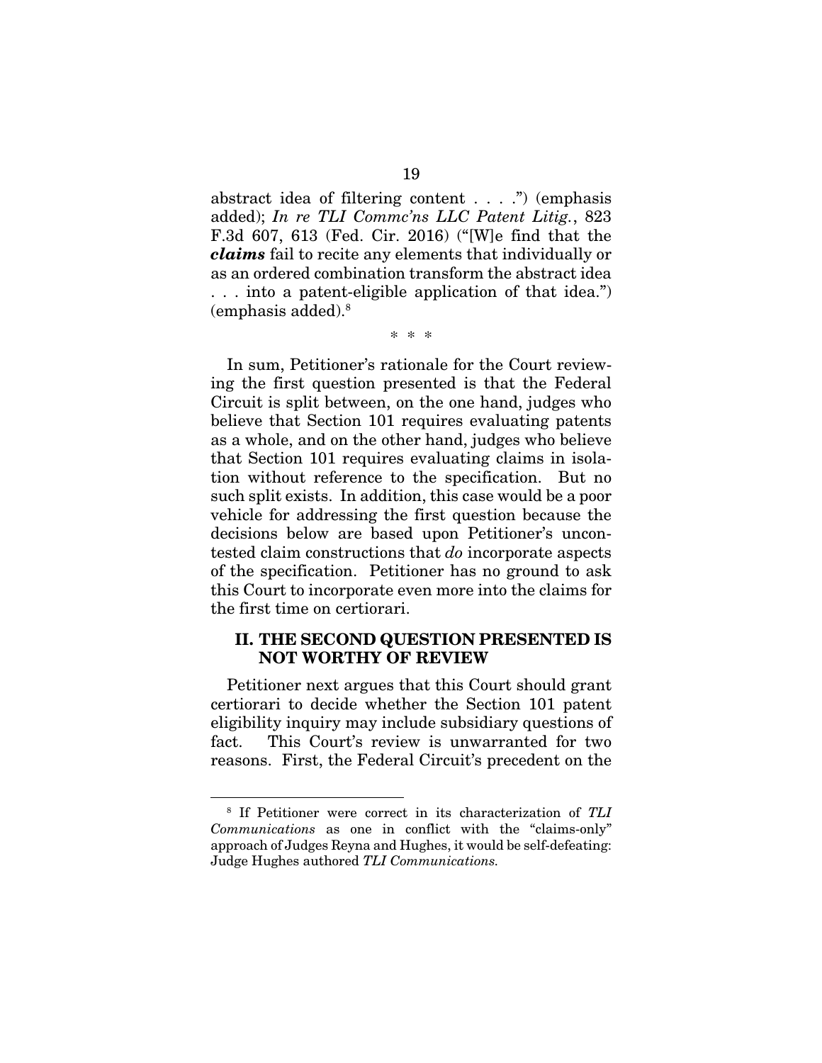abstract idea of filtering content . . . .") (emphasis added); *In re TLI Commc'ns LLC Patent Litig.*, 823 F.3d 607, 613 (Fed. Cir. 2016) ("[W]e find that the ***claims*** fail to recite any elements that individually or as an ordered combination transform the abstract idea . . . into a patent-eligible application of that idea.") (emphasis added).[8]

\* \* \*

In sum, Petitioner's rationale for the Court reviewing the first question presented is that the Federal Circuit is split between, on the one hand, judges who believe that Section 101 requires evaluating patents as a whole, and on the other hand, judges who believe that Section 101 requires evaluating claims in isolation without reference to the specification. But no such split exists. In addition, this case would be a poor vehicle for addressing the first question because the decisions below are based upon Petitioner's uncontested claim constructions that *do* incorporate aspects of the specification. Petitioner has no ground to ask this Court to incorporate even more into the claims for the first time on certiorari.

## II. THE SECOND QUESTION PRESENTED IS NOT WORTHY OF REVIEW

Petitioner next argues that this Court should grant certiorari to decide whether the Section 101 patent eligibility inquiry may include subsidiary questions of fact. This Court's review is unwarranted for two reasons. First, the Federal Circuit's precedent on the

---

[8] If Petitioner were correct in its characterization of *TLI Communications* as one in conflict with the "claims-only" approach of Judges Reyna and Hughes, it would be self-defeating: Judge Hughes authored *TLI Communications*.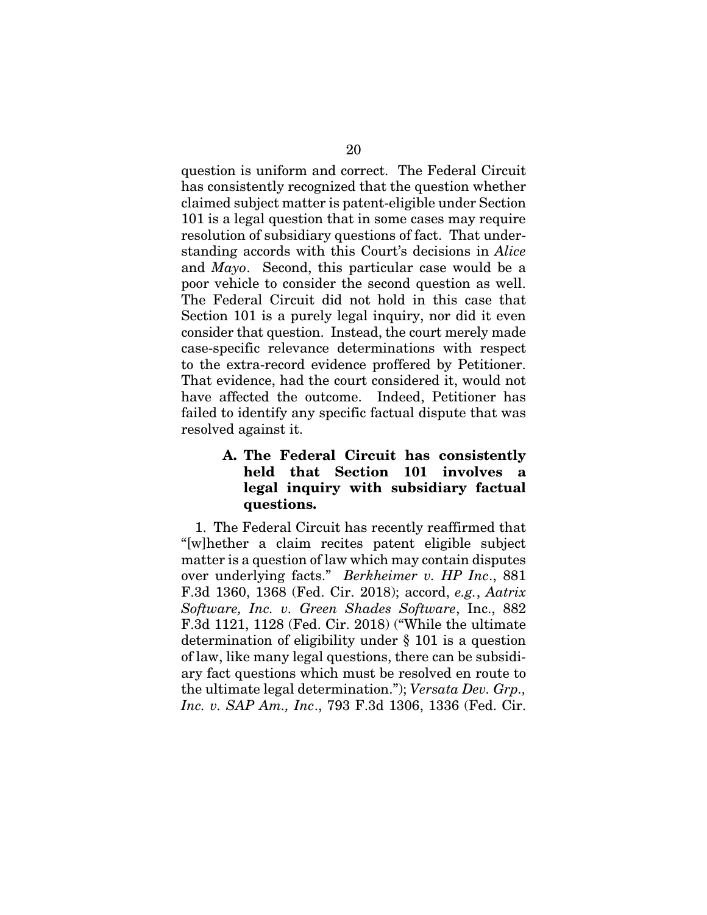question is uniform and correct. The Federal Circuit has consistently recognized that the question whether claimed subject matter is patent-eligible under Section 101 is a legal question that in some cases may require resolution of subsidiary questions of fact. That understanding accords with this Court's decisions in *Alice* and *Mayo*. Second, this particular case would be a poor vehicle to consider the second question as well. The Federal Circuit did not hold in this case that Section 101 is a purely legal inquiry, nor did it even consider that question. Instead, the court merely made case-specific relevance determinations with respect to the extra-record evidence proffered by Petitioner. That evidence, had the court considered it, would not have affected the outcome. Indeed, Petitioner has failed to identify any specific factual dispute that was resolved against it.

### A. The Federal Circuit has consistently held that Section 101 involves a legal inquiry with subsidiary factual questions.

1. The Federal Circuit has recently reaffirmed that "[w]hether a claim recites patent eligible subject matter is a question of law which may contain disputes over underlying facts." *Berkheimer v. HP Inc*., 881 F.3d 1360, 1368 (Fed. Cir. 2018); accord, *e.g.*, *Aatrix Software, Inc. v. Green Shades Software*, Inc., 882 F.3d 1121, 1128 (Fed. Cir. 2018) ("While the ultimate determination of eligibility under § 101 is a question of law, like many legal questions, there can be subsidiary fact questions which must be resolved en route to the ultimate legal determination."); *Versata Dev. Grp., Inc. v. SAP Am., Inc*., 793 F.3d 1306, 1336 (Fed. Cir.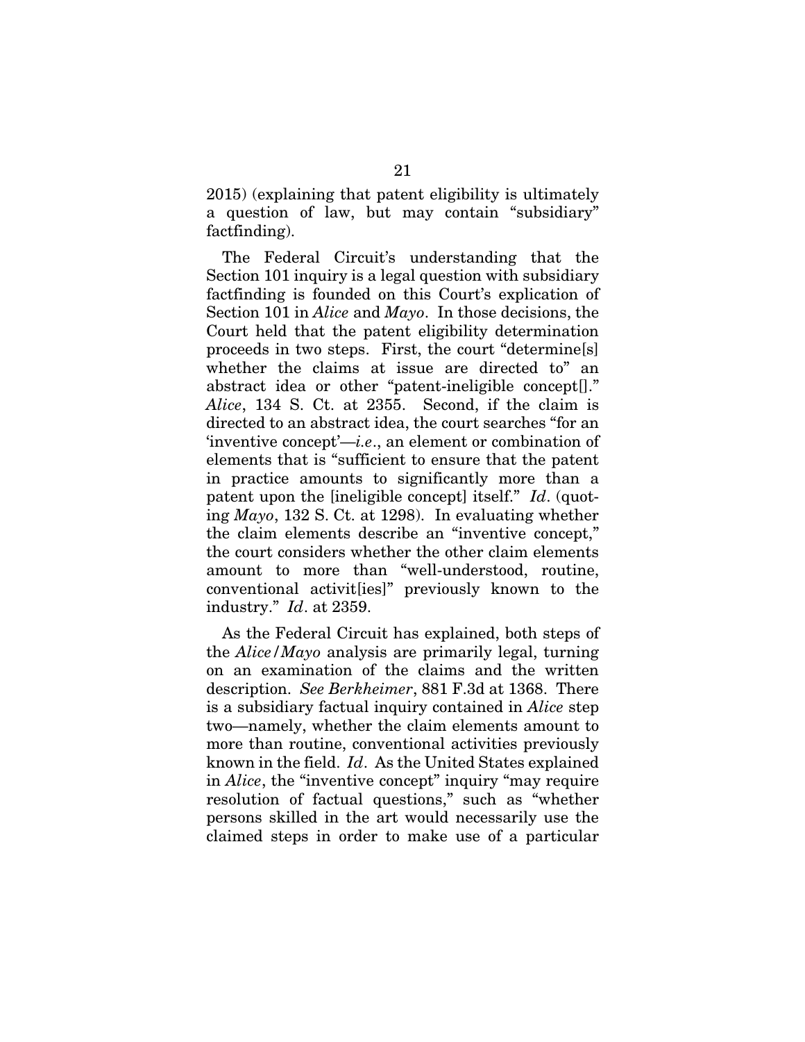2015) (explaining that patent eligibility is ultimately a question of law, but may contain "subsidiary" factfinding).

The Federal Circuit's understanding that the Section 101 inquiry is a legal question with subsidiary factfinding is founded on this Court's explication of Section 101 in *Alice* and *Mayo*. In those decisions, the Court held that the patent eligibility determination proceeds in two steps. First, the court "determine[s] whether the claims at issue are directed to" an abstract idea or other "patent-ineligible concept[]." *Alice*, 134 S. Ct. at 2355. Second, if the claim is directed to an abstract idea, the court searches "for an 'inventive concept'—*i.e.*, an element or combination of elements that is "sufficient to ensure that the patent in practice amounts to significantly more than a patent upon the [ineligible concept] itself." *Id*. (quoting *Mayo*, 132 S. Ct. at 1298). In evaluating whether the claim elements describe an "inventive concept," the court considers whether the other claim elements amount to more than "well-understood, routine, conventional activit[ies]" previously known to the industry." *Id*. at 2359.

As the Federal Circuit has explained, both steps of the *Alice*/*Mayo* analysis are primarily legal, turning on an examination of the claims and the written description. *See Berkheimer*, 881 F.3d at 1368. There is a subsidiary factual inquiry contained in *Alice* step two—namely, whether the claim elements amount to more than routine, conventional activities previously known in the field. *Id*. As the United States explained in *Alice*, the "inventive concept" inquiry "may require resolution of factual questions," such as "whether persons skilled in the art would necessarily use the claimed steps in order to make use of a particular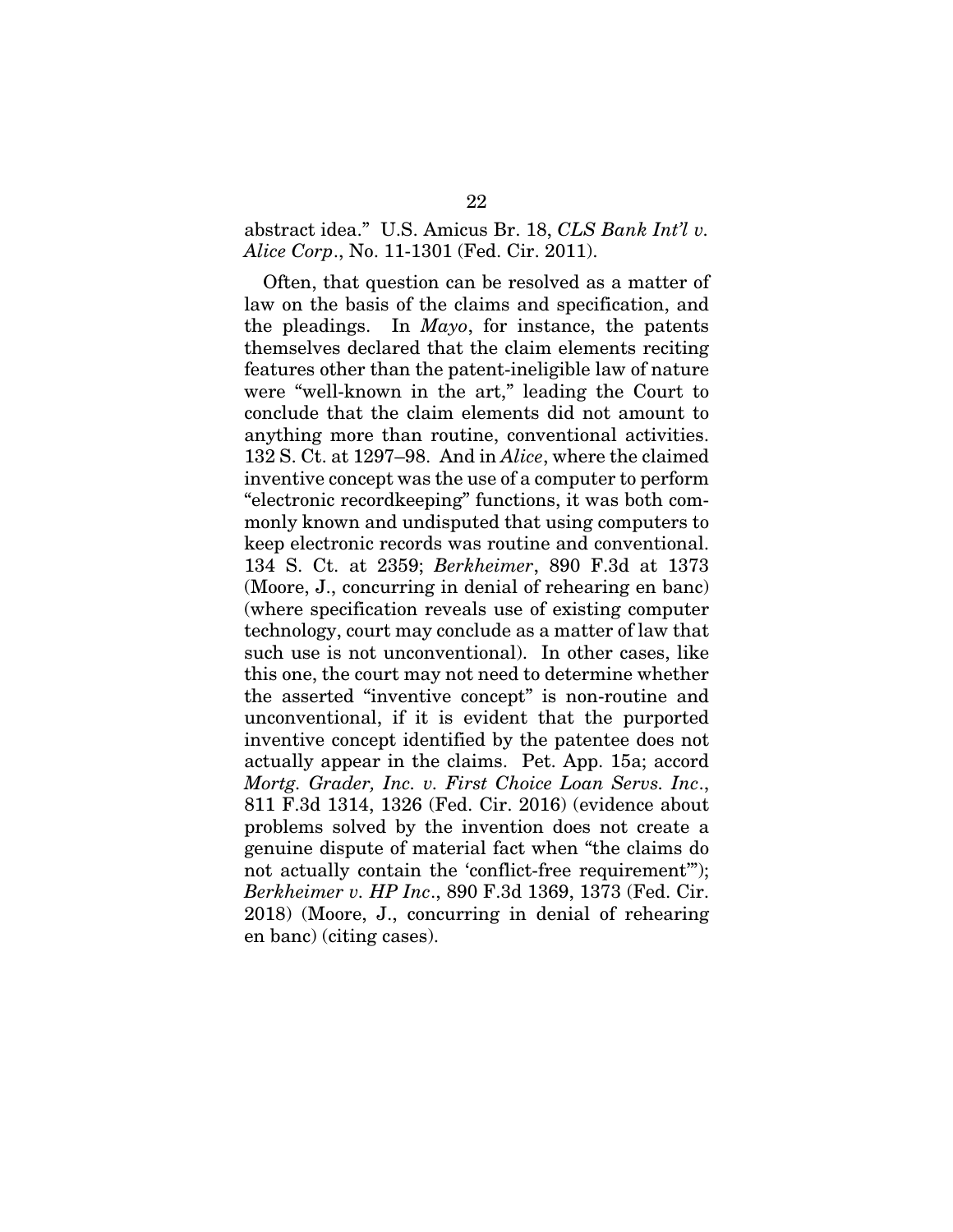abstract idea." U.S. Amicus Br. 18, *CLS Bank Int'l v. Alice Corp*., No. 11-1301 (Fed. Cir. 2011).

Often, that question can be resolved as a matter of law on the basis of the claims and specification, and the pleadings. In *Mayo*, for instance, the patents themselves declared that the claim elements reciting features other than the patent-ineligible law of nature were "well-known in the art," leading the Court to conclude that the claim elements did not amount to anything more than routine, conventional activities. 132 S. Ct. at 1297–98. And in *Alice*, where the claimed inventive concept was the use of a computer to perform "electronic recordkeeping" functions, it was both commonly known and undisputed that using computers to keep electronic records was routine and conventional. 134 S. Ct. at 2359; *Berkheimer*, 890 F.3d at 1373 (Moore, J., concurring in denial of rehearing en banc) (where specification reveals use of existing computer technology, court may conclude as a matter of law that such use is not unconventional). In other cases, like this one, the court may not need to determine whether the asserted "inventive concept" is non-routine and unconventional, if it is evident that the purported inventive concept identified by the patentee does not actually appear in the claims. Pet. App. 15a; accord *Mortg. Grader, Inc. v. First Choice Loan Servs. Inc*., 811 F.3d 1314, 1326 (Fed. Cir. 2016) (evidence about problems solved by the invention does not create a genuine dispute of material fact when "the claims do not actually contain the 'conflict-free requirement'"); *Berkheimer v. HP Inc*., 890 F.3d 1369, 1373 (Fed. Cir. 2018) (Moore, J., concurring in denial of rehearing en banc) (citing cases).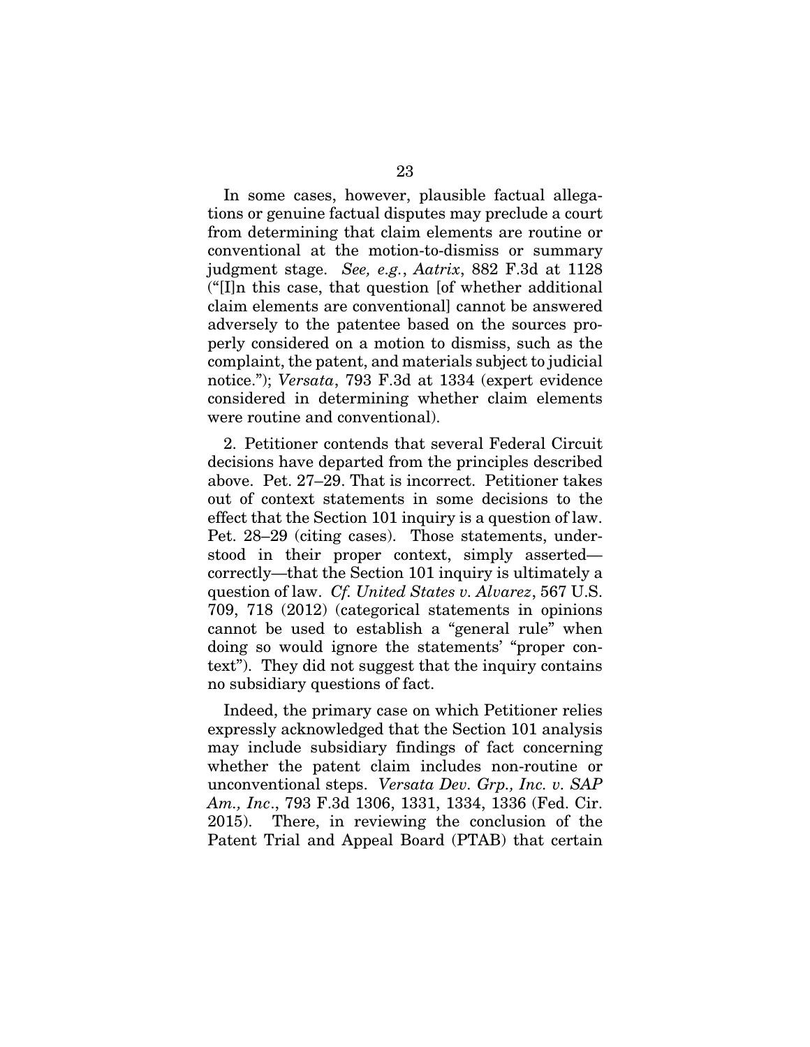In some cases, however, plausible factual allegations or genuine factual disputes may preclude a court from determining that claim elements are routine or conventional at the motion-to-dismiss or summary judgment stage. *See, e.g.*, *Aatrix*, 882 F.3d at 1128 ("[I]n this case, that question [of whether additional claim elements are conventional] cannot be answered adversely to the patentee based on the sources properly considered on a motion to dismiss, such as the complaint, the patent, and materials subject to judicial notice."); *Versata*, 793 F.3d at 1334 (expert evidence considered in determining whether claim elements were routine and conventional).

2. Petitioner contends that several Federal Circuit decisions have departed from the principles described above. Pet. 27–29. That is incorrect. Petitioner takes out of context statements in some decisions to the effect that the Section 101 inquiry is a question of law. Pet. 28–29 (citing cases). Those statements, understood in their proper context, simply asserted—correctly—that the Section 101 inquiry is ultimately a question of law. *Cf. United States v. Alvarez*, 567 U.S. 709, 718 (2012) (categorical statements in opinions cannot be used to establish a "general rule" when doing so would ignore the statements' "proper context"). They did not suggest that the inquiry contains no subsidiary questions of fact.

Indeed, the primary case on which Petitioner relies expressly acknowledged that the Section 101 analysis may include subsidiary findings of fact concerning whether the patent claim includes non-routine or unconventional steps. *Versata Dev. Grp., Inc. v. SAP Am., Inc.*, 793 F.3d 1306, 1331, 1334, 1336 (Fed. Cir. 2015). There, in reviewing the conclusion of the Patent Trial and Appeal Board (PTAB) that certain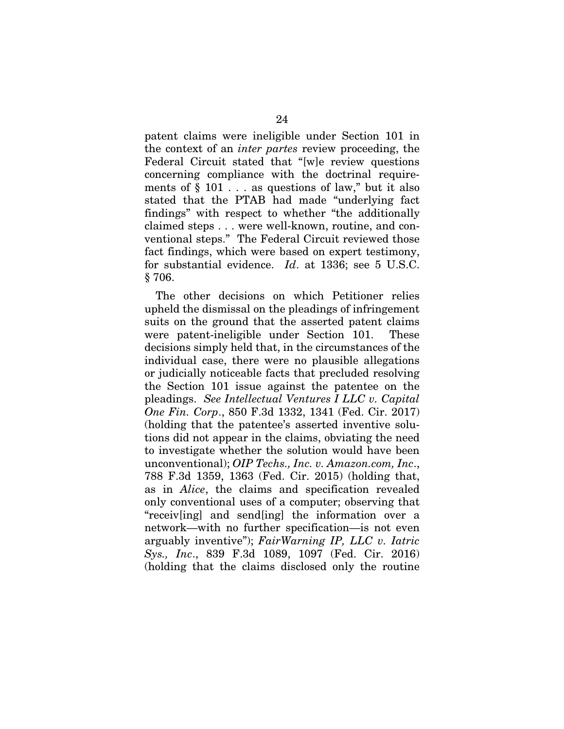patent claims were ineligible under Section 101 in the context of an *inter partes* review proceeding, the Federal Circuit stated that "[w]e review questions concerning compliance with the doctrinal requirements of § 101 . . . as questions of law," but it also stated that the PTAB had made "underlying fact findings" with respect to whether "the additionally claimed steps . . . were well-known, routine, and conventional steps." The Federal Circuit reviewed those fact findings, which were based on expert testimony, for substantial evidence. *Id*. at 1336; see 5 U.S.C. § 706.

The other decisions on which Petitioner relies upheld the dismissal on the pleadings of infringement suits on the ground that the asserted patent claims were patent-ineligible under Section 101. These decisions simply held that, in the circumstances of the individual case, there were no plausible allegations or judicially noticeable facts that precluded resolving the Section 101 issue against the patentee on the pleadings. *See Intellectual Ventures I LLC v. Capital One Fin. Corp*., 850 F.3d 1332, 1341 (Fed. Cir. 2017) (holding that the patentee's asserted inventive solutions did not appear in the claims, obviating the need to investigate whether the solution would have been unconventional); *OIP Techs., Inc. v. Amazon.com, Inc*., 788 F.3d 1359, 1363 (Fed. Cir. 2015) (holding that, as in *Alice*, the claims and specification revealed only conventional uses of a computer; observing that "receiv[ing] and send[ing] the information over a network—with no further specification—is not even arguably inventive"); *FairWarning IP, LLC v. Iatric Sys., Inc*., 839 F.3d 1089, 1097 (Fed. Cir. 2016) (holding that the claims disclosed only the routine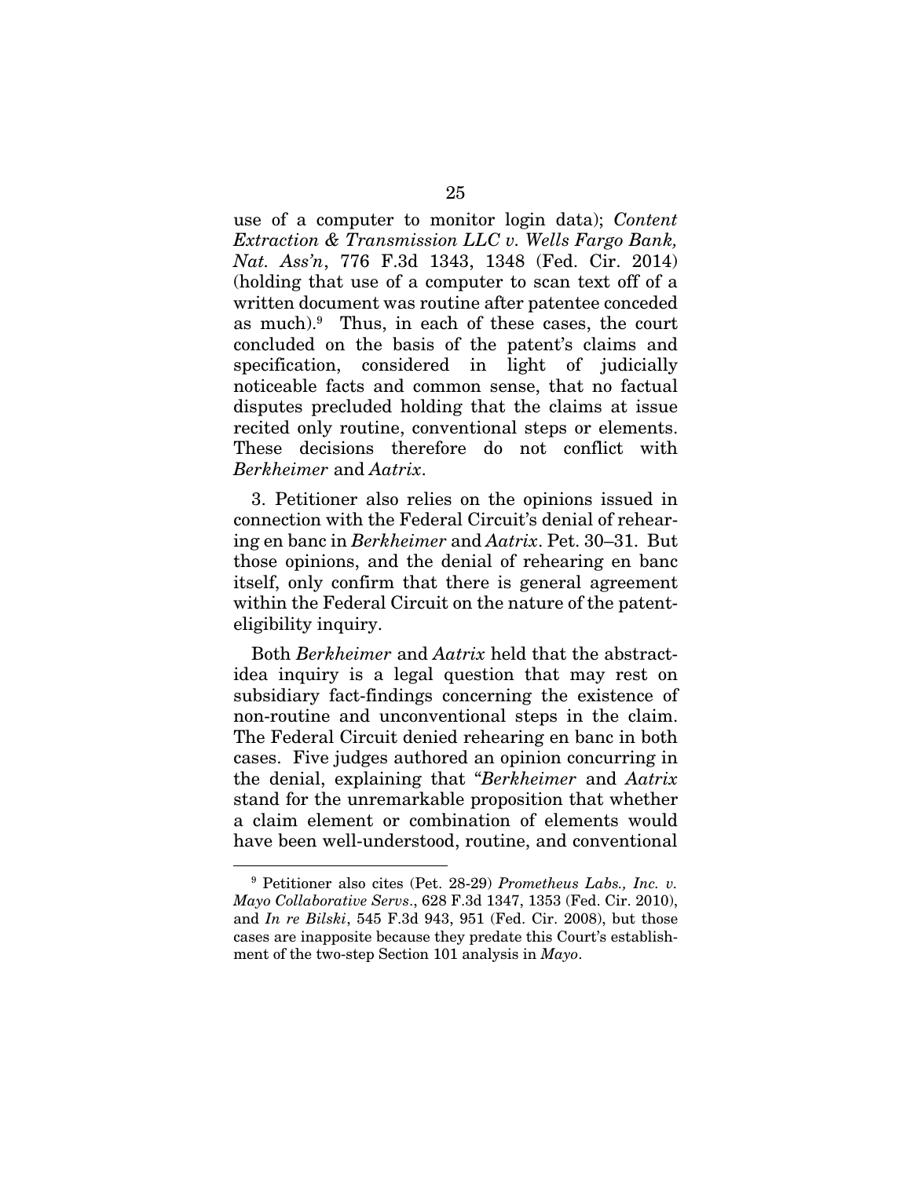use of a computer to monitor login data); *Content Extraction & Transmission LLC v. Wells Fargo Bank, Nat. Ass'n*, 776 F.3d 1343, 1348 (Fed. Cir. 2014) (holding that use of a computer to scan text off of a written document was routine after patentee conceded as much).[9] Thus, in each of these cases, the court concluded on the basis of the patent's claims and specification, considered in light of judicially noticeable facts and common sense, that no factual disputes precluded holding that the claims at issue recited only routine, conventional steps or elements. These decisions therefore do not conflict with *Berkheimer* and *Aatrix*.

3. Petitioner also relies on the opinions issued in connection with the Federal Circuit's denial of rehearing en banc in *Berkheimer* and *Aatrix*. Pet. 30–31. But those opinions, and the denial of rehearing en banc itself, only confirm that there is general agreement within the Federal Circuit on the nature of the patent-eligibility inquiry.

Both *Berkheimer* and *Aatrix* held that the abstract-idea inquiry is a legal question that may rest on subsidiary fact-findings concerning the existence of non-routine and unconventional steps in the claim. The Federal Circuit denied rehearing en banc in both cases. Five judges authored an opinion concurring in the denial, explaining that "*Berkheimer* and *Aatrix* stand for the unremarkable proposition that whether a claim element or combination of elements would have been well-understood, routine, and conventional

---

[9] Petitioner also cites (Pet. 28-29) *Prometheus Labs., Inc. v. Mayo Collaborative Servs.*, 628 F.3d 1347, 1353 (Fed. Cir. 2010), and *In re Bilski*, 545 F.3d 943, 951 (Fed. Cir. 2008), but those cases are inapposite because they predate this Court's establishment of the two-step Section 101 analysis in *Mayo*.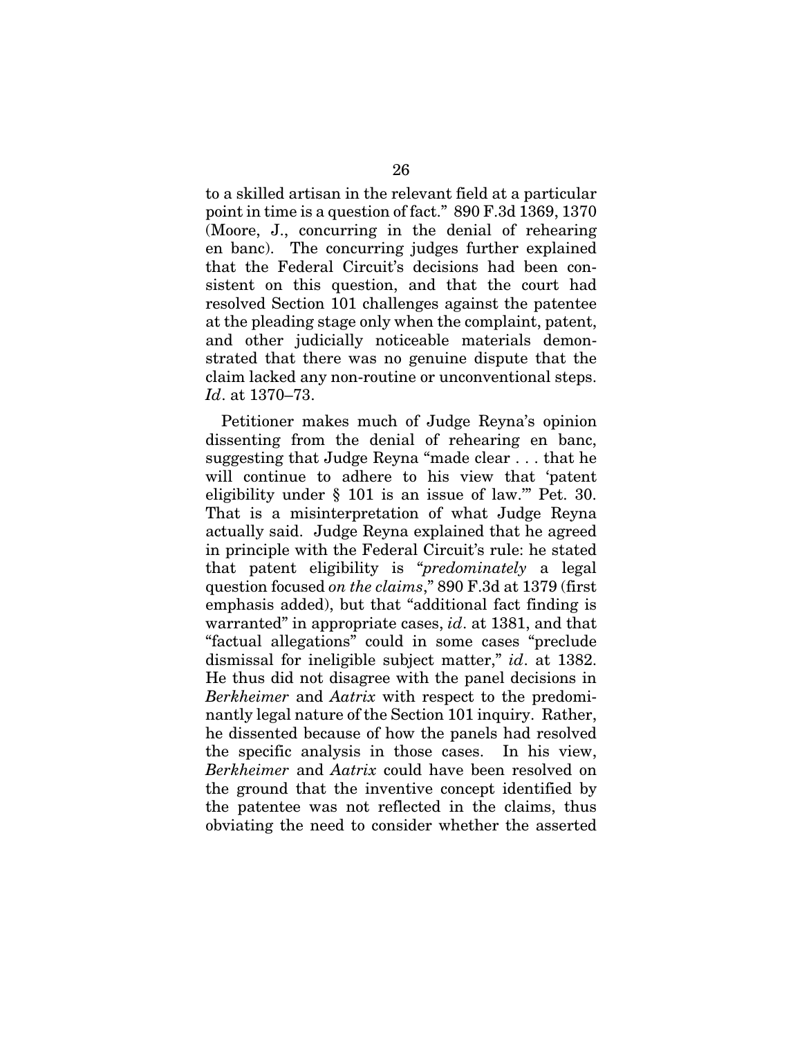to a skilled artisan in the relevant field at a particular point in time is a question of fact." 890 F.3d 1369, 1370 (Moore, J., concurring in the denial of rehearing en banc). The concurring judges further explained that the Federal Circuit's decisions had been consistent on this question, and that the court had resolved Section 101 challenges against the patentee at the pleading stage only when the complaint, patent, and other judicially noticeable materials demonstrated that there was no genuine dispute that the claim lacked any non-routine or unconventional steps. *Id*. at 1370–73.

Petitioner makes much of Judge Reyna's opinion dissenting from the denial of rehearing en banc, suggesting that Judge Reyna "made clear . . . that he will continue to adhere to his view that 'patent eligibility under § 101 is an issue of law.'" Pet. 30. That is a misinterpretation of what Judge Reyna actually said. Judge Reyna explained that he agreed in principle with the Federal Circuit's rule: he stated that patent eligibility is "*predominately* a legal question focused *on the claims*," 890 F.3d at 1379 (first emphasis added), but that "additional fact finding is warranted" in appropriate cases, *id*. at 1381, and that "factual allegations" could in some cases "preclude dismissal for ineligible subject matter," *id*. at 1382. He thus did not disagree with the panel decisions in *Berkheimer* and *Aatrix* with respect to the predominantly legal nature of the Section 101 inquiry. Rather, he dissented because of how the panels had resolved the specific analysis in those cases. In his view, *Berkheimer* and *Aatrix* could have been resolved on the ground that the inventive concept identified by the patentee was not reflected in the claims, thus obviating the need to consider whether the asserted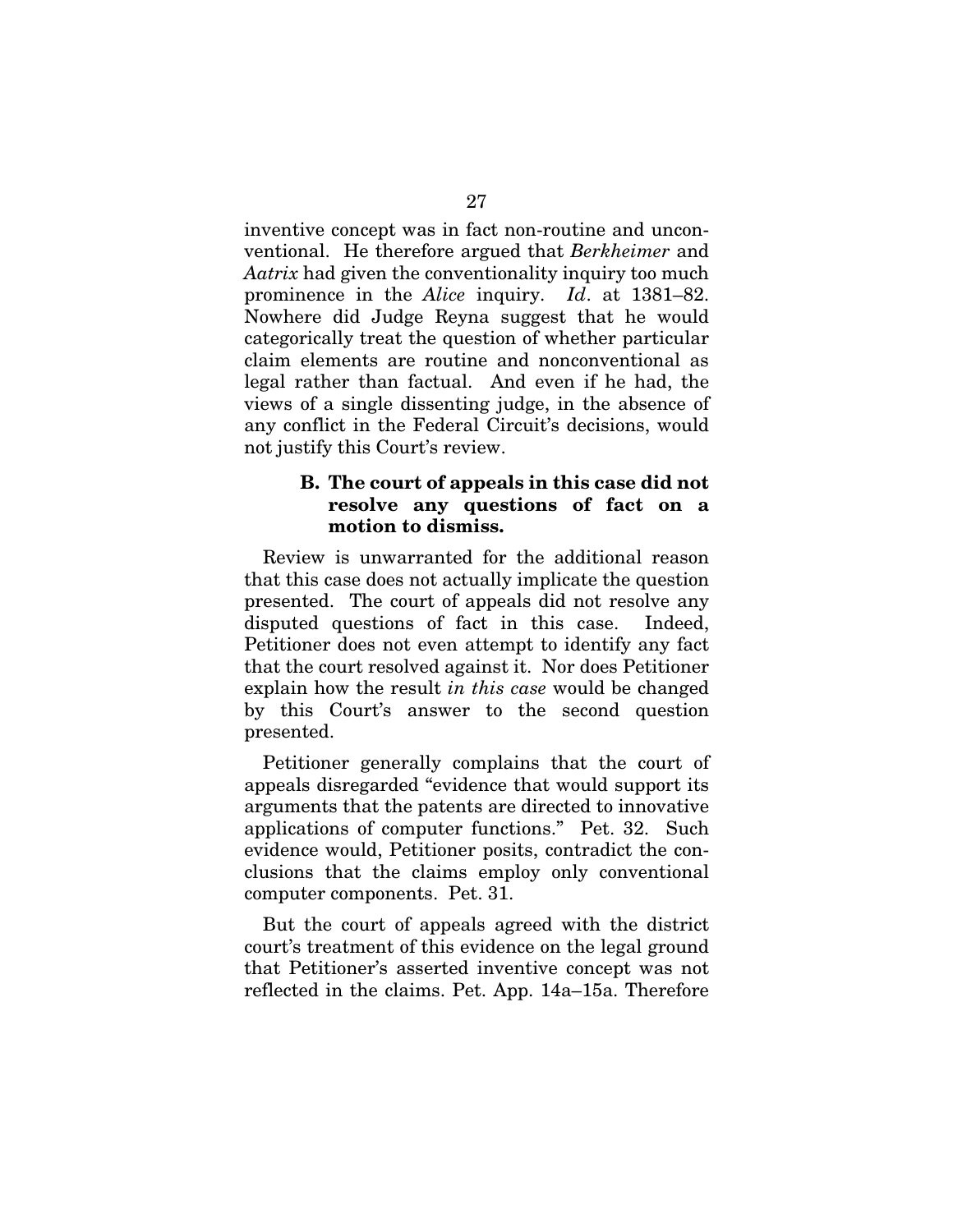inventive concept was in fact non-routine and unconventional. He therefore argued that *Berkheimer* and *Aatrix* had given the conventionality inquiry too much prominence in the *Alice* inquiry. *Id*. at 1381–82. Nowhere did Judge Reyna suggest that he would categorically treat the question of whether particular claim elements are routine and nonconventional as legal rather than factual. And even if he had, the views of a single dissenting judge, in the absence of any conflict in the Federal Circuit's decisions, would not justify this Court's review.

### B. The court of appeals in this case did not resolve any questions of fact on a motion to dismiss.

Review is unwarranted for the additional reason that this case does not actually implicate the question presented. The court of appeals did not resolve any disputed questions of fact in this case. Indeed, Petitioner does not even attempt to identify any fact that the court resolved against it. Nor does Petitioner explain how the result *in this case* would be changed by this Court's answer to the second question presented.

Petitioner generally complains that the court of appeals disregarded "evidence that would support its arguments that the patents are directed to innovative applications of computer functions." Pet. 32. Such evidence would, Petitioner posits, contradict the conclusions that the claims employ only conventional computer components. Pet. 31.

But the court of appeals agreed with the district court's treatment of this evidence on the legal ground that Petitioner's asserted inventive concept was not reflected in the claims. Pet. App. 14a–15a. Therefore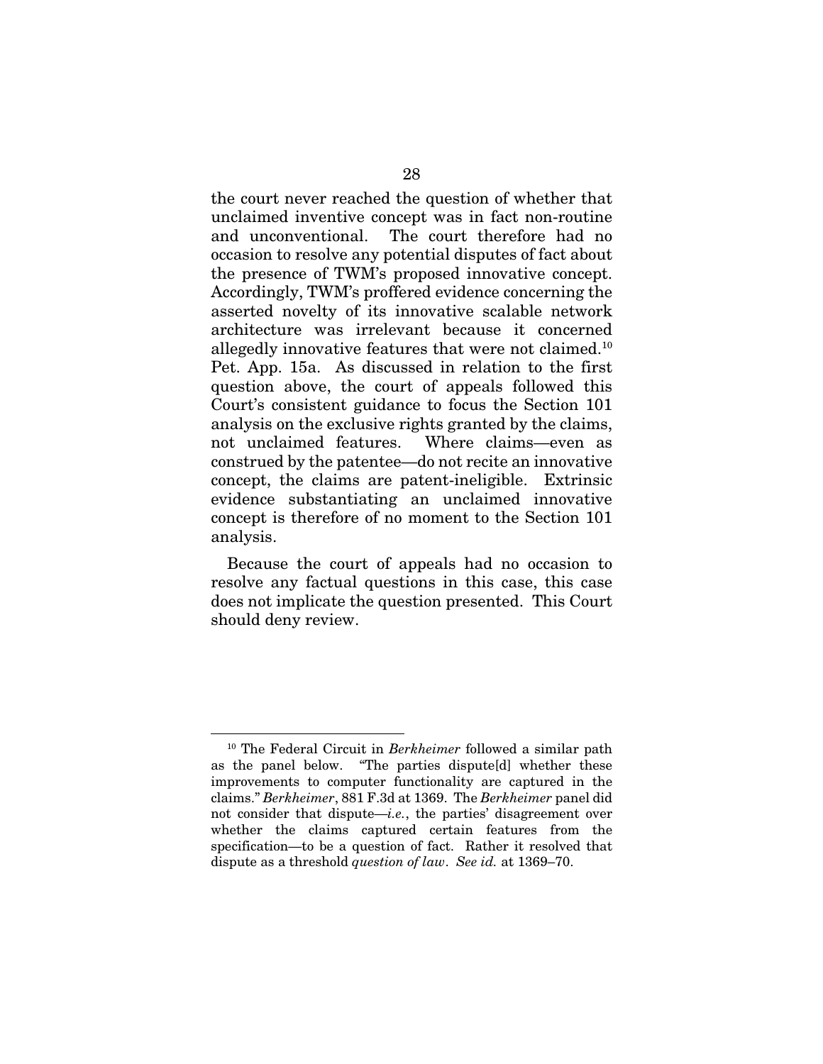the court never reached the question of whether that unclaimed inventive concept was in fact non-routine and unconventional. The court therefore had no occasion to resolve any potential disputes of fact about the presence of TWM's proposed innovative concept. Accordingly, TWM's proffered evidence concerning the asserted novelty of its innovative scalable network architecture was irrelevant because it concerned allegedly innovative features that were not claimed.[10] Pet. App. 15a. As discussed in relation to the first question above, the court of appeals followed this Court's consistent guidance to focus the Section 101 analysis on the exclusive rights granted by the claims, not unclaimed features. Where claims—even as construed by the patentee—do not recite an innovative concept, the claims are patent-ineligible. Extrinsic evidence substantiating an unclaimed innovative concept is therefore of no moment to the Section 101 analysis.

Because the court of appeals had no occasion to resolve any factual questions in this case, this case does not implicate the question presented. This Court should deny review.

---

[10] The Federal Circuit in *Berkheimer* followed a similar path as the panel below. "The parties dispute[d] whether these improvements to computer functionality are captured in the claims." *Berkheimer*, 881 F.3d at 1369. The *Berkheimer* panel did not consider that dispute—*i.e.*, the parties' disagreement over whether the claims captured certain features from the specification—to be a question of fact. Rather it resolved that dispute as a threshold *question of law*. *See id.* at 1369–70.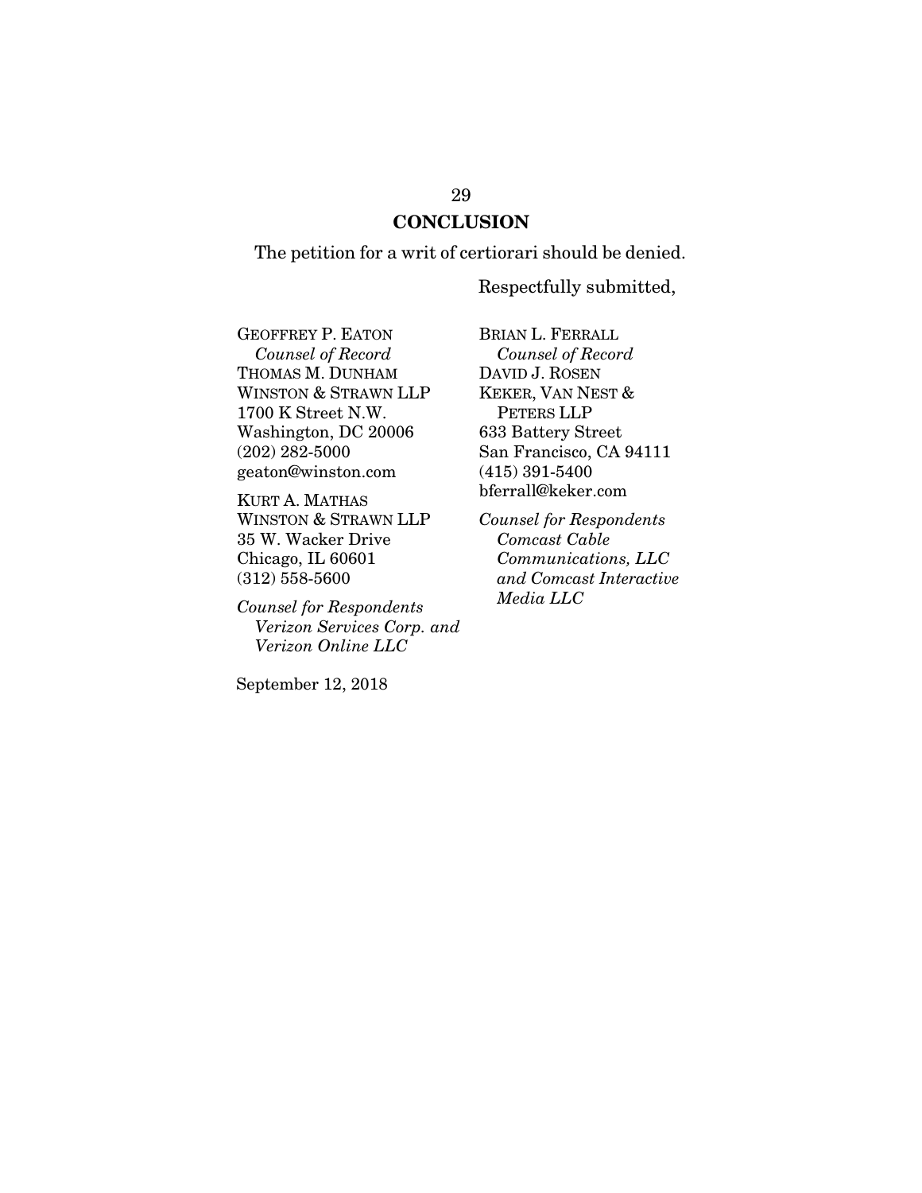## CONCLUSION

The petition for a writ of certiorari should be denied.

Respectfully submitted,

GEOFFREY P. EATON
*Counsel of Record*
THOMAS M. DUNHAM
WINSTON & STRAWN LLP
1700 K Street N.W.
Washington, DC 20006
(202) 282-5000
geaton@winston.com

KURT A. MATHAS
WINSTON & STRAWN LLP
35 W. Wacker Drive
Chicago, IL 60601
(312) 558-5600

*Counsel for Respondents Verizon Services Corp. and Verizon Online LLC*

BRIAN L. FERRALL
*Counsel of Record*
DAVID J. ROSEN
KEKER, VAN NEST & PETERS LLP
633 Battery Street
San Francisco, CA 94111
(415) 391-5400
bferrall@keker.com

*Counsel for Respondents Comcast Cable Communications, LLC and Comcast Interactive Media LLC*

September 12, 2018